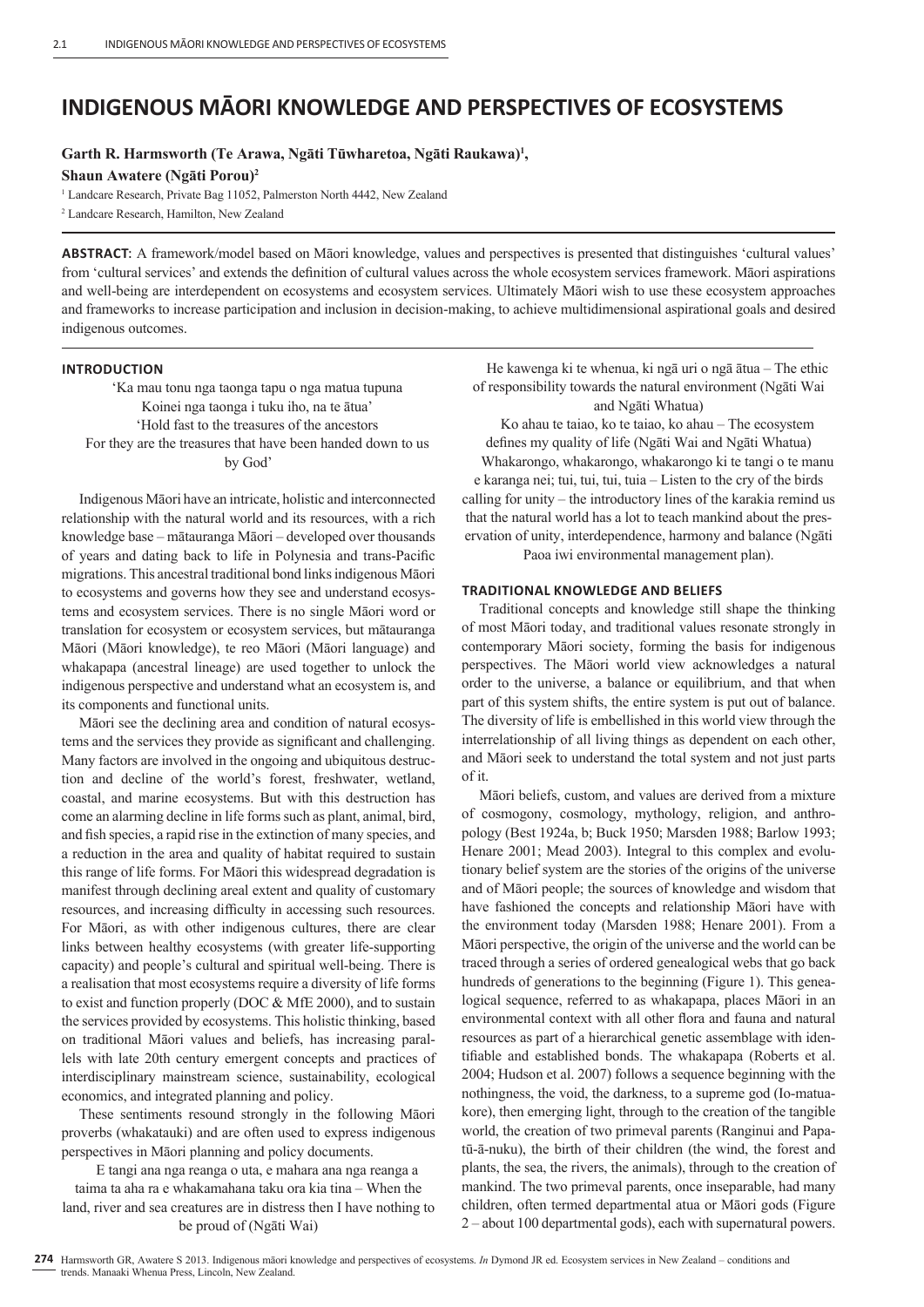# INDIGENOUS MĀORI KNOWLEDGE AND PERSPECTIVES OF ECOSYSTEMS

**Garth R. Harmsworth (Te Arawa, Ngāti Tūwharetoa, Ngāti Raukawa)[1], Shaun Awatere (Ngāti Porou)[2]**

[1] Landcare Research, Private Bag 11052, Palmerston North 4442, New Zealand

[2] Landcare Research, Hamilton, New Zealand

**ABSTRACT**: A framework/model based on Māori knowledge, values and perspectives is presented that distinguishes 'cultural values' from 'cultural services' and extends the definition of cultural values across the whole ecosystem services framework. Māori aspirations and well-being are interdependent on ecosystems and ecosystem services. Ultimately Māori wish to use these ecosystem approaches and frameworks to increase participation and inclusion in decision-making, to achieve multidimensional aspirational goals and desired indigenous outcomes.

## INTRODUCTION

'Ka mau tonu nga taonga tapu o nga matua tupuna
Koinei nga taonga i tuku iho, na te ātua'
'Hold fast to the treasures of the ancestors
For they are the treasures that have been handed down to us by God'

Indigenous Māori have an intricate, holistic and interconnected relationship with the natural world and its resources, with a rich knowledge base – mātauranga Māori – developed over thousands of years and dating back to life in Polynesia and trans-Pacific migrations. This ancestral traditional bond links indigenous Māori to ecosystems and governs how they see and understand ecosystems and ecosystem services. There is no single Māori word or translation for ecosystem or ecosystem services, but mātauranga Māori (Māori knowledge), te reo Māori (Māori language) and whakapapa (ancestral lineage) are used together to unlock the indigenous perspective and understand what an ecosystem is, and its components and functional units.

Māori see the declining area and condition of natural ecosystems and the services they provide as significant and challenging. Many factors are involved in the ongoing and ubiquitous destruction and decline of the world's forest, freshwater, wetland, coastal, and marine ecosystems. But with this destruction has come an alarming decline in life forms such as plant, animal, bird, and fish species, a rapid rise in the extinction of many species, and a reduction in the area and quality of habitat required to sustain this range of life forms. For Māori this widespread degradation is manifest through declining areal extent and quality of customary resources, and increasing difficulty in accessing such resources. For Māori, as with other indigenous cultures, there are clear links between healthy ecosystems (with greater life-supporting capacity) and people's cultural and spiritual well-being. There is a realisation that most ecosystems require a diversity of life forms to exist and function properly (DOC & MfE 2000), and to sustain the services provided by ecosystems. This holistic thinking, based on traditional Māori values and beliefs, has increasing parallels with late 20th century emergent concepts and practices of interdisciplinary mainstream science, sustainability, ecological economics, and integrated planning and policy.

These sentiments resound strongly in the following Māori proverbs (whakatauki) and are often used to express indigenous perspectives in Māori planning and policy documents.

E tangi ana nga reanga o uta, e mahara ana nga reanga a taima ta aha ra e whakamahana taku ora kia tina – When the land, river and sea creatures are in distress then I have nothing to be proud of (Ngāti Wai)

He kawenga ki te whenua, ki ngā uri o ngā ātua – The ethic of responsibility towards the natural environment (Ngāti Wai and Ngāti Whatua)

Ko ahau te taiao, ko te taiao, ko ahau – The ecosystem defines my quality of life (Ngāti Wai and Ngāti Whatua)

Whakarongo, whakarongo, whakarongo ki te tangi o te manu e karanga nei; tui, tui, tui, tuia – Listen to the cry of the birds calling for unity – the introductory lines of the karakia remind us that the natural world has a lot to teach mankind about the preservation of unity, interdependence, harmony and balance (Ngāti Paoa iwi environmental management plan).

## TRADITIONAL KNOWLEDGE AND BELIEFS

Traditional concepts and knowledge still shape the thinking of most Māori today, and traditional values resonate strongly in contemporary Māori society, forming the basis for indigenous perspectives. The Māori world view acknowledges a natural order to the universe, a balance or equilibrium, and that when part of this system shifts, the entire system is put out of balance. The diversity of life is embellished in this world view through the interrelationship of all living things as dependent on each other, and Māori seek to understand the total system and not just parts of it.

Māori beliefs, custom, and values are derived from a mixture of cosmogony, cosmology, mythology, religion, and anthropology (Best 1924a, b; Buck 1950; Marsden 1988; Barlow 1993; Henare 2001; Mead 2003). Integral to this complex and evolutionary belief system are the stories of the origins of the universe and of Māori people; the sources of knowledge and wisdom that have fashioned the concepts and relationship Māori have with the environment today (Marsden 1988; Henare 2001). From a Māori perspective, the origin of the universe and the world can be traced through a series of ordered genealogical webs that go back hundreds of generations to the beginning (Figure 1). This genealogical sequence, referred to as whakapapa, places Māori in an environmental context with all other flora and fauna and natural resources as part of a hierarchical genetic assemblage with identifiable and established bonds. The whakapapa (Roberts et al. 2004; Hudson et al. 2007) follows a sequence beginning with the nothingness, the void, the darkness, to a supreme god (Io-matua-kore), then emerging light, through to the creation of the tangible world, the creation of two primeval parents (Ranginui and Papa-tū-ā-nuku), the birth of their children (the wind, the forest and plants, the sea, the rivers, the animals), through to the creation of mankind. The two primeval parents, once inseparable, had many children, often termed departmental atua or Māori gods (Figure 2 – about 100 departmental gods), each with supernatural powers.

Harmsworth GR, Awatere S 2013. Indigenous māori knowledge and perspectives of ecosystems. *In* Dymond JR ed. Ecosystem services in New Zealand – conditions and trends. Manaaki Whenua Press, Lincoln, New Zealand.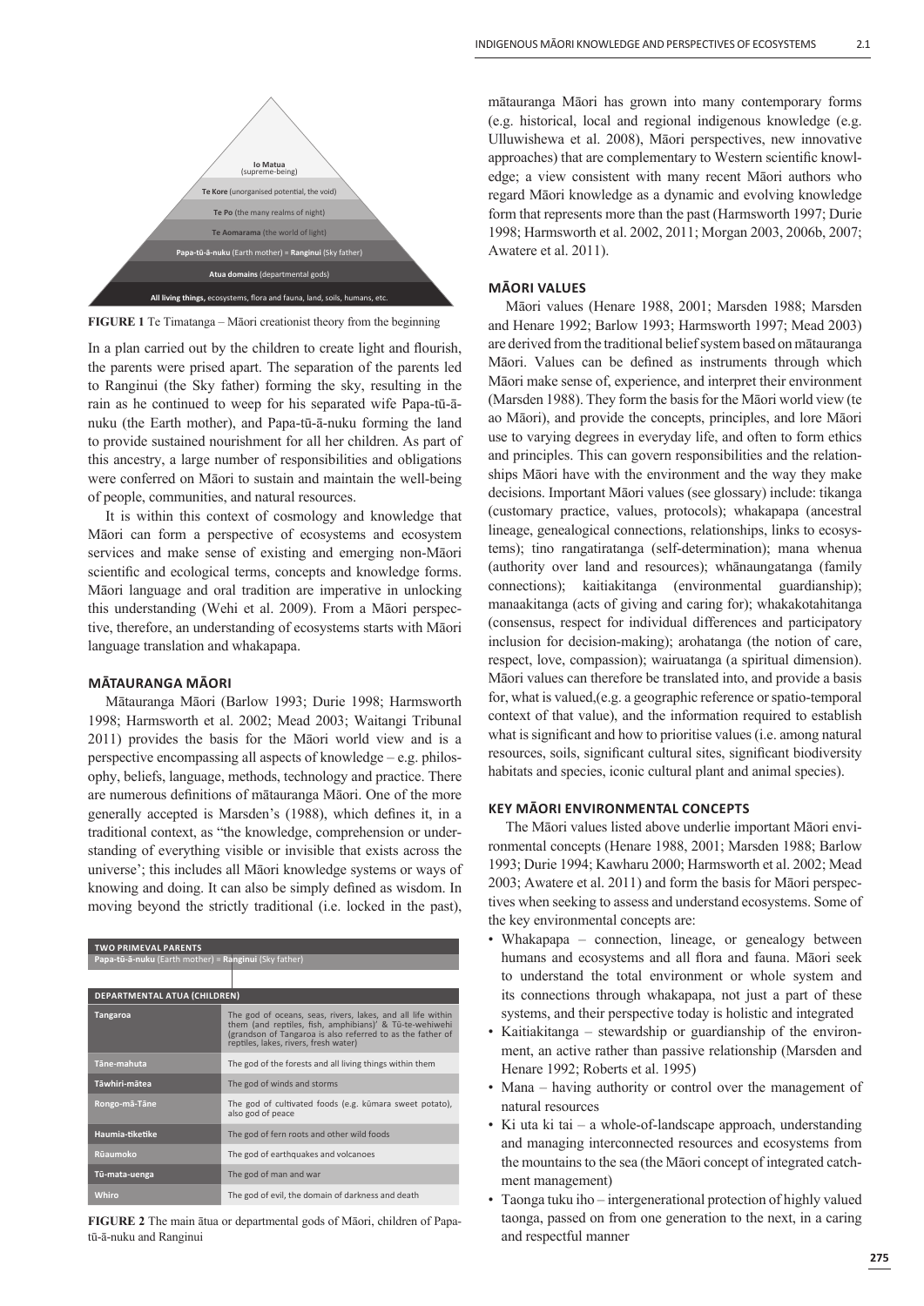| Io Matua (supreme-being) |
|---|
| Te Kore (unorganised potential, the void) |
| Te Po (the many realms of night) |
| Te Aomarama (the world of light) |
| Papa-tū-ā-nuku (Earth mother) = Ranginui (Sky father) |
| Atua domains (departmental gods) |
| All living things, ecosystems, flora and fauna, land, soils, humans, etc. |

**FIGURE 1** Te Timatanga – Māori creationist theory from the beginning

In a plan carried out by the children to create light and flourish, the parents were prised apart. The separation of the parents led to Ranginui (the Sky father) forming the sky, resulting in the rain as he continued to weep for his separated wife Papa-tū-ā-nuku (the Earth mother), and Papa-tū-ā-nuku forming the land to provide sustained nourishment for all her children. As part of this ancestry, a large number of responsibilities and obligations were conferred on Māori to sustain and maintain the well-being of people, communities, and natural resources.

It is within this context of cosmology and knowledge that Māori can form a perspective of ecosystems and ecosystem services and make sense of existing and emerging non-Māori scientific and ecological terms, concepts and knowledge forms. Māori language and oral tradition are imperative in unlocking this understanding (Wehi et al. 2009). From a Māori perspective, therefore, an understanding of ecosystems starts with Māori language translation and whakapapa.

## MĀTAURANGA MĀORI

Mātauranga Māori (Barlow 1993; Durie 1998; Harmsworth 1998; Harmsworth et al. 2002; Mead 2003; Waitangi Tribunal 2011) provides the basis for the Māori world view and is a perspective encompassing all aspects of knowledge – e.g. philosophy, beliefs, language, methods, technology and practice. There are numerous definitions of mātauranga Māori. One of the more generally accepted is Marsden's (1988), which defines it, in a traditional context, as "the knowledge, comprehension or understanding of everything visible or invisible that exists across the universe'; this includes all Māori knowledge systems or ways of knowing and doing. It can also be simply defined as wisdom. In moving beyond the strictly traditional (i.e. locked in the past),

| TWO PRIMEVAL PARENTS | |
|---|---|
| Papa-tū-ā-nuku (Earth mother) = Ranginui (Sky father) | |
| **DEPARTMENTAL ATUA (CHILDREN)** | |
| Tangaroa | The god of oceans, seas, rivers, lakes, and all life within them (and reptiles, fish, amphibians)' & Tū-te-wehiwehi (grandson of Tangaroa is also referred to as the father of reptiles, lakes, rivers, fresh water) |
| Tāne-mahuta | The god of the forests and all living things within them |
| Tāwhiri-mātea | The god of winds and storms |
| Rongo-mā-Tāne | The god of cultivated foods (e.g. kūmara sweet potato), also god of peace |
| Haumia-tiketike | The god of fern roots and other wild foods |
| Rūaumoko | The god of earthquakes and volcanoes |
| Tū-mata-uenga | The god of man and war |
| Whiro | The god of evil, the domain of darkness and death |

**FIGURE 2** The main ātua or departmental gods of Māori, children of Papa-tū-ā-nuku and Ranginui

mātauranga Māori has grown into many contemporary forms (e.g. historical, local and regional indigenous knowledge (e.g. Ulluwishewa et al. 2008), Māori perspectives, new innovative approaches) that are complementary to Western scientific knowledge; a view consistent with many recent Māori authors who regard Māori knowledge as a dynamic and evolving knowledge form that represents more than the past (Harmsworth 1997; Durie 1998; Harmsworth et al. 2002, 2011; Morgan 2003, 2006b, 2007; Awatere et al. 2011).

## MĀORI VALUES

Māori values (Henare 1988, 2001; Marsden 1988; Marsden and Henare 1992; Barlow 1993; Harmsworth 1997; Mead 2003) are derived from the traditional belief system based on mātauranga Māori. Values can be defined as instruments through which Māori make sense of, experience, and interpret their environment (Marsden 1988). They form the basis for the Māori world view (te ao Māori), and provide the concepts, principles, and lore Māori use to varying degrees in everyday life, and often to form ethics and principles. This can govern responsibilities and the relationships Māori have with the environment and the way they make decisions. Important Māori values (see glossary) include: tikanga (customary practice, values, protocols); whakapapa (ancestral lineage, genealogical connections, relationships, links to ecosystems); tino rangatiratanga (self-determination); mana whenua (authority over land and resources); whānaungatanga (family connections); kaitiakitanga (environmental guardianship); manaakitanga (acts of giving and caring for); whakakotahitanga (consensus, respect for individual differences and participatory inclusion for decision-making); arohatanga (the notion of care, respect, love, compassion); wairuatanga (a spiritual dimension). Māori values can therefore be translated into, and provide a basis for, what is valued,(e.g. a geographic reference or spatio-temporal context of that value), and the information required to establish what is significant and how to prioritise values (i.e. among natural resources, soils, significant cultural sites, significant biodiversity habitats and species, iconic cultural plant and animal species).

## KEY MĀORI ENVIRONMENTAL CONCEPTS

The Māori values listed above underlie important Māori environmental concepts (Henare 1988, 2001; Marsden 1988; Barlow 1993; Durie 1994; Kawharu 2000; Harmsworth et al. 2002; Mead 2003; Awatere et al. 2011) and form the basis for Māori perspectives when seeking to assess and understand ecosystems. Some of the key environmental concepts are:

- Whakapapa – connection, lineage, or genealogy between humans and ecosystems and all flora and fauna. Māori seek to understand the total environment or whole system and its connections through whakapapa, not just a part of these systems, and their perspective today is holistic and integrated
- Kaitiakitanga – stewardship or guardianship of the environment, an active rather than passive relationship (Marsden and Henare 1992; Roberts et al. 1995)
- Mana – having authority or control over the management of natural resources
- Ki uta ki tai – a whole-of-landscape approach, understanding and managing interconnected resources and ecosystems from the mountains to the sea (the Māori concept of integrated catchment management)
- Taonga tuku iho – intergenerational protection of highly valued taonga, passed on from one generation to the next, in a caring and respectful manner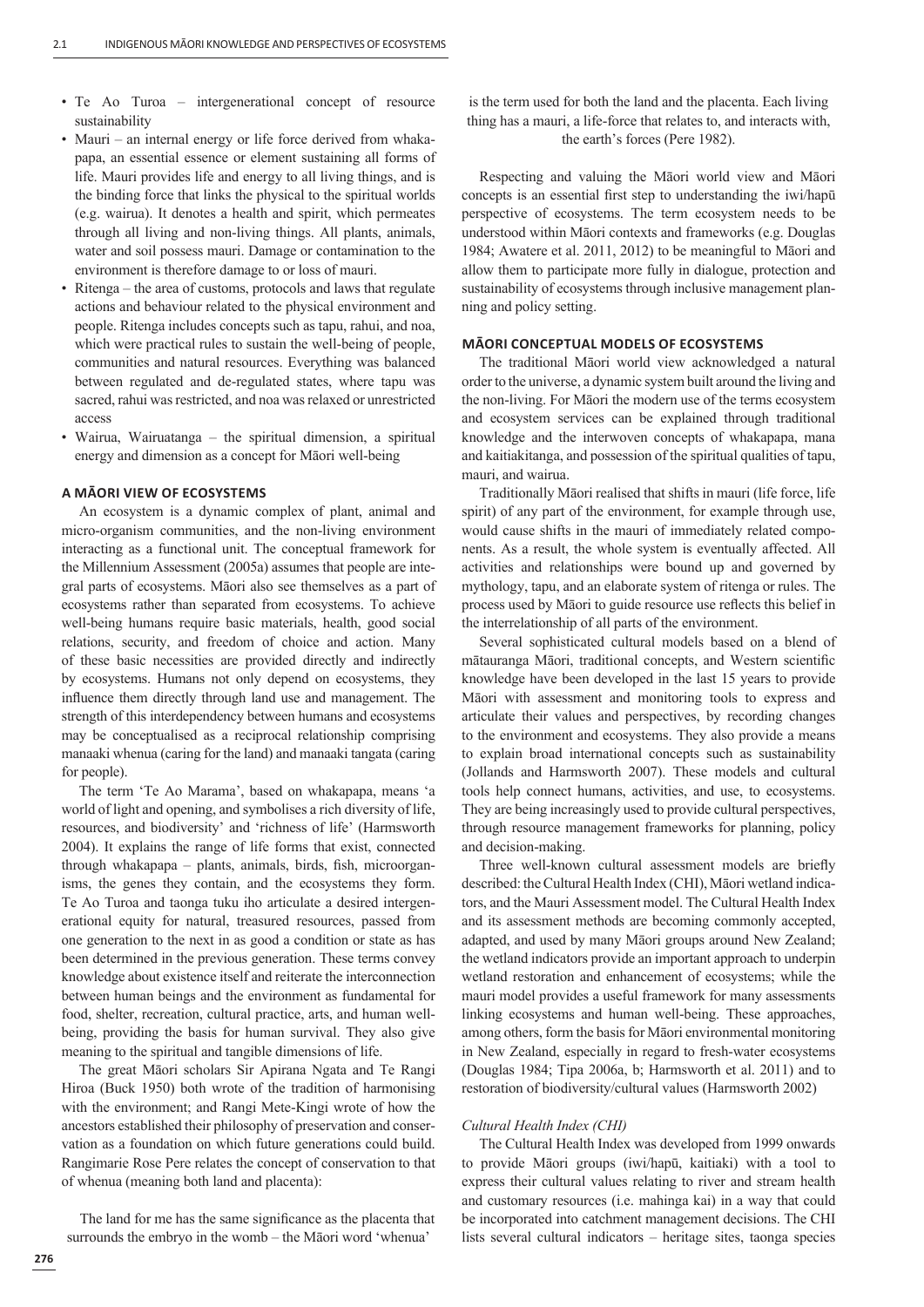- Te Ao Turoa – intergenerational concept of resource sustainability
- Mauri – an internal energy or life force derived from whakapapa, an essential essence or element sustaining all forms of life. Mauri provides life and energy to all living things, and is the binding force that links the physical to the spiritual worlds (e.g. wairua). It denotes a health and spirit, which permeates through all living and non-living things. All plants, animals, water and soil possess mauri. Damage or contamination to the environment is therefore damage to or loss of mauri.
- Ritenga – the area of customs, protocols and laws that regulate actions and behaviour related to the physical environment and people. Ritenga includes concepts such as tapu, rahui, and noa, which were practical rules to sustain the well-being of people, communities and natural resources. Everything was balanced between regulated and de-regulated states, where tapu was sacred, rahui was restricted, and noa was relaxed or unrestricted access
- Wairua, Wairuatanga – the spiritual dimension, a spiritual energy and dimension as a concept for Māori well-being

### A MĀORI VIEW OF ECOSYSTEMS

An ecosystem is a dynamic complex of plant, animal and micro-organism communities, and the non-living environment interacting as a functional unit. The conceptual framework for the Millennium Assessment (2005a) assumes that people are integral parts of ecosystems. Māori also see themselves as a part of ecosystems rather than separated from ecosystems. To achieve well-being humans require basic materials, health, good social relations, security, and freedom of choice and action. Many of these basic necessities are provided directly and indirectly by ecosystems. Humans not only depend on ecosystems, they influence them directly through land use and management. The strength of this interdependency between humans and ecosystems may be conceptualised as a reciprocal relationship comprising manaaki whenua (caring for the land) and manaaki tangata (caring for people).

The term 'Te Ao Marama', based on whakapapa, means 'a world of light and opening, and symbolises a rich diversity of life, resources, and biodiversity' and 'richness of life' (Harmsworth 2004). It explains the range of life forms that exist, connected through whakapapa – plants, animals, birds, fish, microorganisms, the genes they contain, and the ecosystems they form. Te Ao Turoa and taonga tuku iho articulate a desired intergenerational equity for natural, treasured resources, passed from one generation to the next in as good a condition or state as has been determined in the previous generation. These terms convey knowledge about existence itself and reiterate the interconnection between human beings and the environment as fundamental for food, shelter, recreation, cultural practice, arts, and human well-being, providing the basis for human survival. They also give meaning to the spiritual and tangible dimensions of life.

The great Māori scholars Sir Apirana Ngata and Te Rangi Hiroa (Buck 1950) both wrote of the tradition of harmonising with the environment; and Rangi Mete-Kingi wrote of how the ancestors established their philosophy of preservation and conservation as a foundation on which future generations could build. Rangimarie Rose Pere relates the concept of conservation to that of whenua (meaning both land and placenta):

> The land for me has the same significance as the placenta that surrounds the embryo in the womb – the Māori word 'whenua' is the term used for both the land and the placenta. Each living thing has a mauri, a life-force that relates to, and interacts with, the earth's forces (Pere 1982).

Respecting and valuing the Māori world view and Māori concepts is an essential first step to understanding the iwi/hapū perspective of ecosystems. The term ecosystem needs to be understood within Māori contexts and frameworks (e.g. Douglas 1984; Awatere et al. 2011, 2012) to be meaningful to Māori and allow them to participate more fully in dialogue, protection and sustainability of ecosystems through inclusive management planning and policy setting.

### MĀORI CONCEPTUAL MODELS OF ECOSYSTEMS

The traditional Māori world view acknowledged a natural order to the universe, a dynamic system built around the living and the non-living. For Māori the modern use of the terms ecosystem and ecosystem services can be explained through traditional knowledge and the interwoven concepts of whakapapa, mana and kaitiakitanga, and possession of the spiritual qualities of tapu, mauri, and wairua.

Traditionally Māori realised that shifts in mauri (life force, life spirit) of any part of the environment, for example through use, would cause shifts in the mauri of immediately related components. As a result, the whole system is eventually affected. All activities and relationships were bound up and governed by mythology, tapu, and an elaborate system of ritenga or rules. The process used by Māori to guide resource use reflects this belief in the interrelationship of all parts of the environment.

Several sophisticated cultural models based on a blend of mātauranga Māori, traditional concepts, and Western scientific knowledge have been developed in the last 15 years to provide Māori with assessment and monitoring tools to express and articulate their values and perspectives, by recording changes to the environment and ecosystems. They also provide a means to explain broad international concepts such as sustainability (Jollands and Harmsworth 2007). These models and cultural tools help connect humans, activities, and use, to ecosystems. They are being increasingly used to provide cultural perspectives, through resource management frameworks for planning, policy and decision-making.

Three well-known cultural assessment models are briefly described: the Cultural Health Index (CHI), Māori wetland indicators, and the Mauri Assessment model. The Cultural Health Index and its assessment methods are becoming commonly accepted, adapted, and used by many Māori groups around New Zealand; the wetland indicators provide an important approach to underpin wetland restoration and enhancement of ecosystems; while the mauri model provides a useful framework for many assessments linking ecosystems and human well-being. These approaches, among others, form the basis for Māori environmental monitoring in New Zealand, especially in regard to fresh-water ecosystems (Douglas 1984; Tipa 2006a, b; Harmsworth et al. 2011) and to restoration of biodiversity/cultural values (Harmsworth 2002)

#### *Cultural Health Index (CHI)*

The Cultural Health Index was developed from 1999 onwards to provide Māori groups (iwi/hapū, kaitiaki) with a tool to express their cultural values relating to river and stream health and customary resources (i.e. mahinga kai) in a way that could be incorporated into catchment management decisions. The CHI lists several cultural indicators – heritage sites, taonga species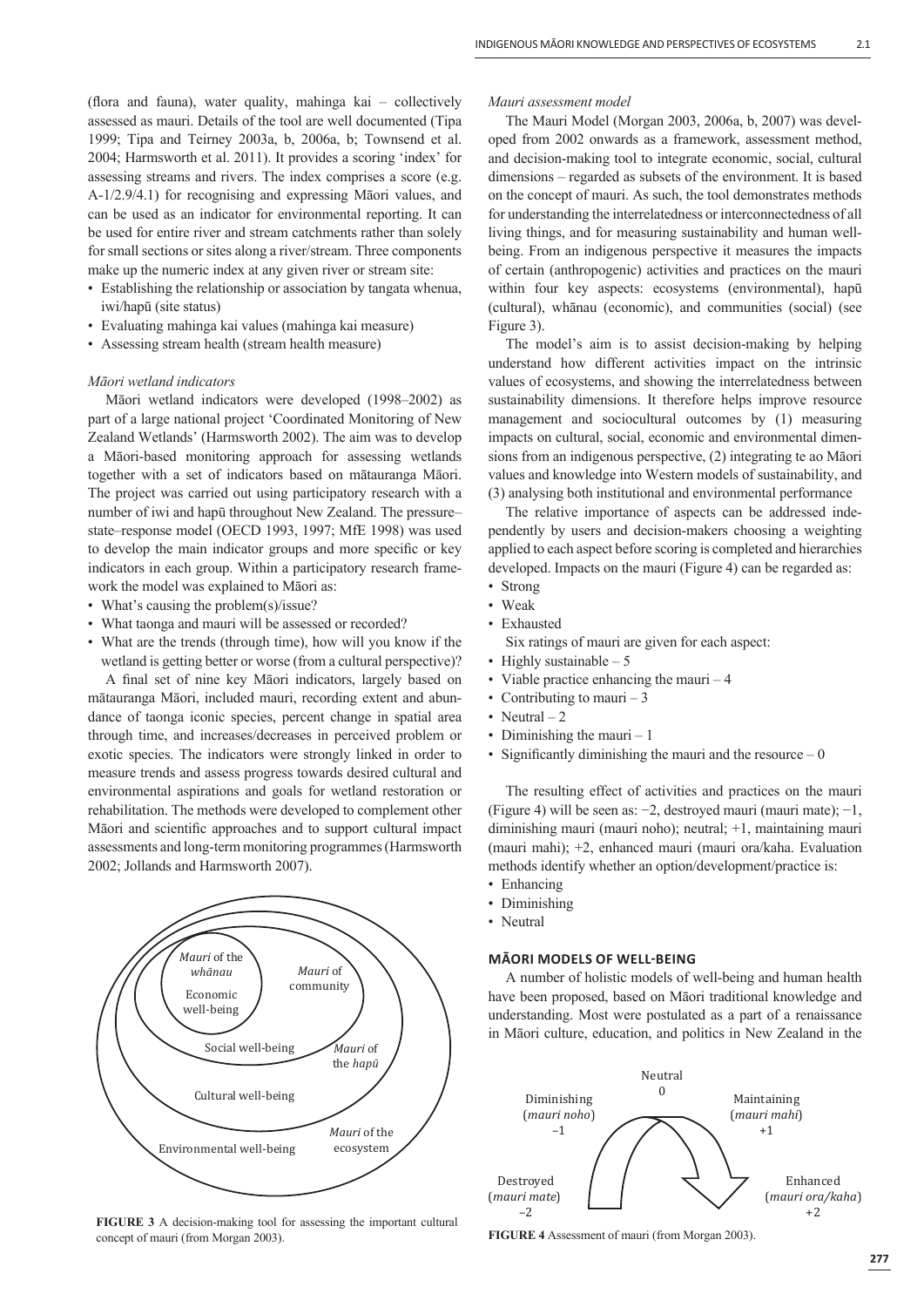(flora and fauna), water quality, mahinga kai – collectively assessed as mauri. Details of the tool are well documented (Tipa 1999; Tipa and Teirney 2003a, b, 2006a, b; Townsend et al. 2004; Harmsworth et al. 2011). It provides a scoring 'index' for assessing streams and rivers. The index comprises a score (e.g. A-1/2.9/4.1) for recognising and expressing Māori values, and can be used as an indicator for environmental reporting. It can be used for entire river and stream catchments rather than solely for small sections or sites along a river/stream. Three components make up the numeric index at any given river or stream site:

- Establishing the relationship or association by tangata whenua, iwi/hapū (site status)
- Evaluating mahinga kai values (mahinga kai measure)
- Assessing stream health (stream health measure)

*Māori wetland indicators*

Māori wetland indicators were developed (1998–2002) as part of a large national project 'Coordinated Monitoring of New Zealand Wetlands' (Harmsworth 2002). The aim was to develop a Māori-based monitoring approach for assessing wetlands together with a set of indicators based on mātauranga Māori. The project was carried out using participatory research with a number of iwi and hapū throughout New Zealand. The pressure–state–response model (OECD 1993, 1997; MfE 1998) was used to develop the main indicator groups and more specific or key indicators in each group. Within a participatory research framework the model was explained to Māori as:

- What's causing the problem(s)/issue?
- What taonga and mauri will be assessed or recorded?
- What are the trends (through time), how will you know if the wetland is getting better or worse (from a cultural perspective)?

A final set of nine key Māori indicators, largely based on mātauranga Māori, included mauri, recording extent and abundance of taonga iconic species, percent change in spatial area through time, and increases/decreases in perceived problem or exotic species. The indicators were strongly linked in order to measure trends and assess progress towards desired cultural and environmental aspirations and goals for wetland restoration or rehabilitation. The methods were developed to complement other Māori and scientific approaches and to support cultural impact assessments and long-term monitoring programmes (Harmsworth 2002; Jollands and Harmsworth 2007).

*Mauri* of the *whānau*
Economic well-being
*Mauri* of community
Social well-being
*Mauri* of the *hapū*
Cultural well-being
*Mauri* of the ecosystem
Environmental well-being

**FIGURE 3** A decision-making tool for assessing the important cultural concept of mauri (from Morgan 2003).

*Mauri assessment model*

The Mauri Model (Morgan 2003, 2006a, b, 2007) was developed from 2002 onwards as a framework, assessment method, and decision-making tool to integrate economic, social, cultural dimensions – regarded as subsets of the environment. It is based on the concept of mauri. As such, the tool demonstrates methods for understanding the interrelatedness or interconnectedness of all living things, and for measuring sustainability and human well-being. From an indigenous perspective it measures the impacts of certain (anthropogenic) activities and practices on the mauri within four key aspects: ecosystems (environmental), hapū (cultural), whānau (economic), and communities (social) (see Figure 3).

The model's aim is to assist decision-making by helping understand how different activities impact on the intrinsic values of ecosystems, and showing the interrelatedness between sustainability dimensions. It therefore helps improve resource management and sociocultural outcomes by (1) measuring impacts on cultural, social, economic and environmental dimensions from an indigenous perspective, (2) integrating te ao Māori values and knowledge into Western models of sustainability, and (3) analysing both institutional and environmental performance

The relative importance of aspects can be addressed independently by users and decision-makers choosing a weighting applied to each aspect before scoring is completed and hierarchies developed. Impacts on the mauri (Figure 4) can be regarded as:

- Strong
- Weak
- Exhausted

Six ratings of mauri are given for each aspect:

- Highly sustainable – 5
- Viable practice enhancing the mauri – 4
- Contributing to mauri – 3
- Neutral – 2
- Diminishing the mauri – 1
- Significantly diminishing the mauri and the resource – 0

The resulting effect of activities and practices on the mauri (Figure 4) will be seen as: −2, destroyed mauri (mauri mate); −1, diminishing mauri (mauri noho); neutral; +1, maintaining mauri (mauri mahi); +2, enhanced mauri (mauri ora/kaha. Evaluation methods identify whether an option/development/practice is:

- Enhancing
- Diminishing
- Neutral

## MĀORI MODELS OF WELL-BEING

A number of holistic models of well-being and human health have been proposed, based on Māori traditional knowledge and understanding. Most were postulated as a part of a renaissance in Māori culture, education, and politics in New Zealand in the

Neutral 0
Diminishing (*mauri noho*) −1
Maintaining (*mauri mahi*) +1
Destroyed (*mauri mate*) −2
Enhanced (*mauri ora/kaha*) +2

**FIGURE 4** Assessment of mauri (from Morgan 2003).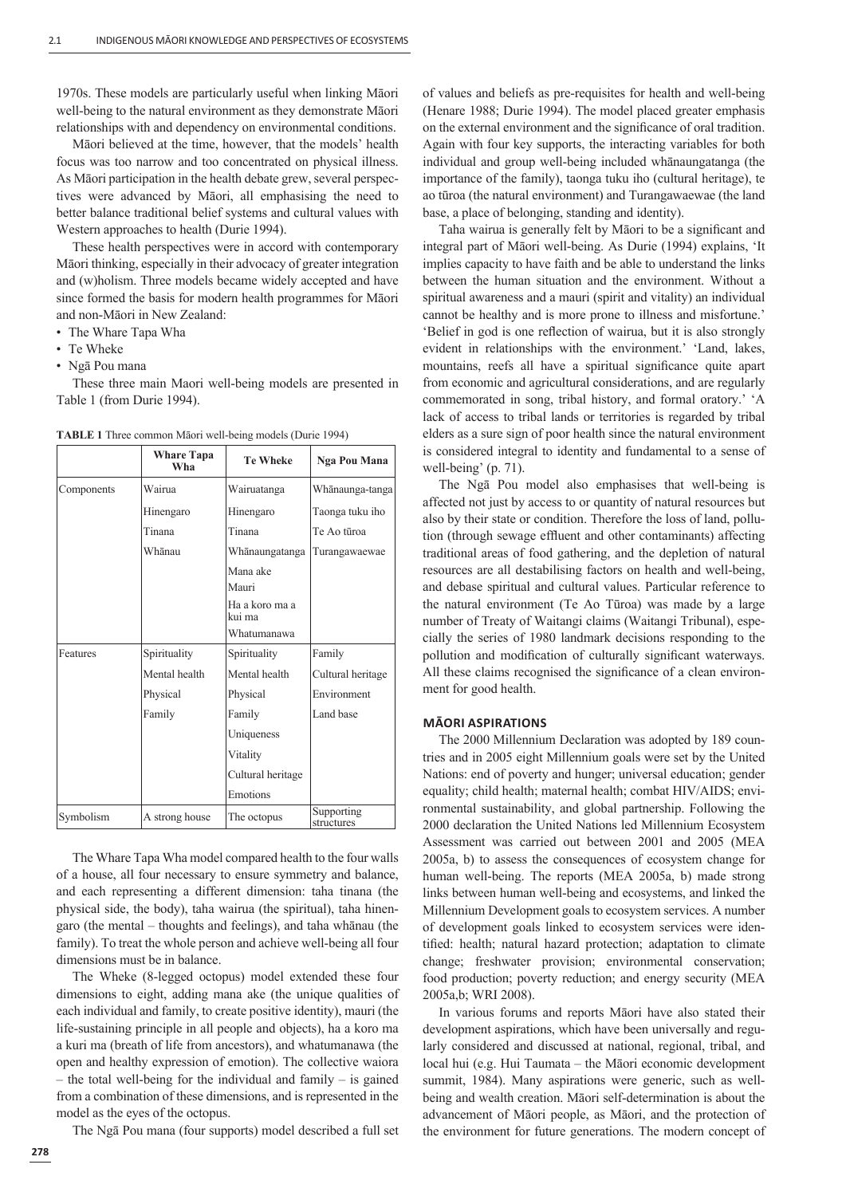1970s. These models are particularly useful when linking Māori well-being to the natural environment as they demonstrate Māori relationships with and dependency on environmental conditions.

Māori believed at the time, however, that the models' health focus was too narrow and too concentrated on physical illness. As Māori participation in the health debate grew, several perspectives were advanced by Māori, all emphasising the need to better balance traditional belief systems and cultural values with Western approaches to health (Durie 1994).

These health perspectives were in accord with contemporary Māori thinking, especially in their advocacy of greater integration and (w)holism. Three models became widely accepted and have since formed the basis for modern health programmes for Māori and non-Māori in New Zealand:

- The Whare Tapa Wha
- Te Wheke
- Ngā Pou mana

These three main Maori well-being models are presented in Table 1 (from Durie 1994).

**TABLE 1** Three common Māori well-being models (Durie 1994)

| | Whare Tapa Wha | Te Wheke | Nga Pou Mana |
|---|---|---|---|
| Components | Wairua | Wairuatanga | Whānaunga-tanga |
| | Hinengaro | Hinengaro | Taonga tuku iho |
| | Tinana | Tinana | Te Ao tūroa |
| | Whānau | Whānaungatanga | Turangawaewae |
| | | Mana ake | |
| | | Mauri | |
| | | Ha a koro ma a kui ma | |
| | | Whatumanawa | |
| Features | Spirituality | Spirituality | Family |
| | Mental health | Mental health | Cultural heritage |
| | Physical | Physical | Environment |
| | Family | Family | Land base |
| | | Uniqueness | |
| | | Vitality | |
| | | Cultural heritage | |
| | | Emotions | |
| Symbolism | A strong house | The octopus | Supporting structures |

The Whare Tapa Wha model compared health to the four walls of a house, all four necessary to ensure symmetry and balance, and each representing a different dimension: taha tinana (the physical side, the body), taha wairua (the spiritual), taha hinengaro (the mental – thoughts and feelings), and taha whānau (the family). To treat the whole person and achieve well-being all four dimensions must be in balance.

The Wheke (8-legged octopus) model extended these four dimensions to eight, adding mana ake (the unique qualities of each individual and family, to create positive identity), mauri (the life-sustaining principle in all people and objects), ha a koro ma a kuri ma (breath of life from ancestors), and whatumanawa (the open and healthy expression of emotion). The collective waiora – the total well-being for the individual and family – is gained from a combination of these dimensions, and is represented in the model as the eyes of the octopus.

The Ngā Pou mana (four supports) model described a full set of values and beliefs as pre-requisites for health and well-being (Henare 1988; Durie 1994). The model placed greater emphasis on the external environment and the significance of oral tradition. Again with four key supports, the interacting variables for both individual and group well-being included whānaungatanga (the importance of the family), taonga tuku iho (cultural heritage), te ao tūroa (the natural environment) and Turangawaewae (the land base, a place of belonging, standing and identity).

Taha wairua is generally felt by Māori to be a significant and integral part of Māori well-being. As Durie (1994) explains, 'It implies capacity to have faith and be able to understand the links between the human situation and the environment. Without a spiritual awareness and a mauri (spirit and vitality) an individual cannot be healthy and is more prone to illness and misfortune.' 'Belief in god is one reflection of wairua, but it is also strongly evident in relationships with the environment.' 'Land, lakes, mountains, reefs all have a spiritual significance quite apart from economic and agricultural considerations, and are regularly commemorated in song, tribal history, and formal oratory.' 'A lack of access to tribal lands or territories is regarded by tribal elders as a sure sign of poor health since the natural environment is considered integral to identity and fundamental to a sense of well-being' (p. 71).

The Ngā Pou model also emphasises that well-being is affected not just by access to or quantity of natural resources but also by their state or condition. Therefore the loss of land, pollution (through sewage effluent and other contaminants) affecting traditional areas of food gathering, and the depletion of natural resources are all destabilising factors on health and well-being, and debase spiritual and cultural values. Particular reference to the natural environment (Te Ao Tūroa) was made by a large number of Treaty of Waitangi claims (Waitangi Tribunal), especially the series of 1980 landmark decisions responding to the pollution and modification of culturally significant waterways. All these claims recognised the significance of a clean environment for good health.

## MĀORI ASPIRATIONS

The 2000 Millennium Declaration was adopted by 189 countries and in 2005 eight Millennium goals were set by the United Nations: end of poverty and hunger; universal education; gender equality; child health; maternal health; combat HIV/AIDS; environmental sustainability, and global partnership. Following the 2000 declaration the United Nations led Millennium Ecosystem Assessment was carried out between 2001 and 2005 (MEA 2005a, b) to assess the consequences of ecosystem change for human well-being. The reports (MEA 2005a, b) made strong links between human well-being and ecosystems, and linked the Millennium Development goals to ecosystem services. A number of development goals linked to ecosystem services were identified: health; natural hazard protection; adaptation to climate change; freshwater provision; environmental conservation; food production; poverty reduction; and energy security (MEA 2005a,b; WRI 2008).

In various forums and reports Māori have also stated their development aspirations, which have been universally and regularly considered and discussed at national, regional, tribal, and local hui (e.g. Hui Taumata – the Māori economic development summit, 1984). Many aspirations were generic, such as well-being and wealth creation. Māori self-determination is about the advancement of Māori people, as Māori, and the protection of the environment for future generations. The modern concept of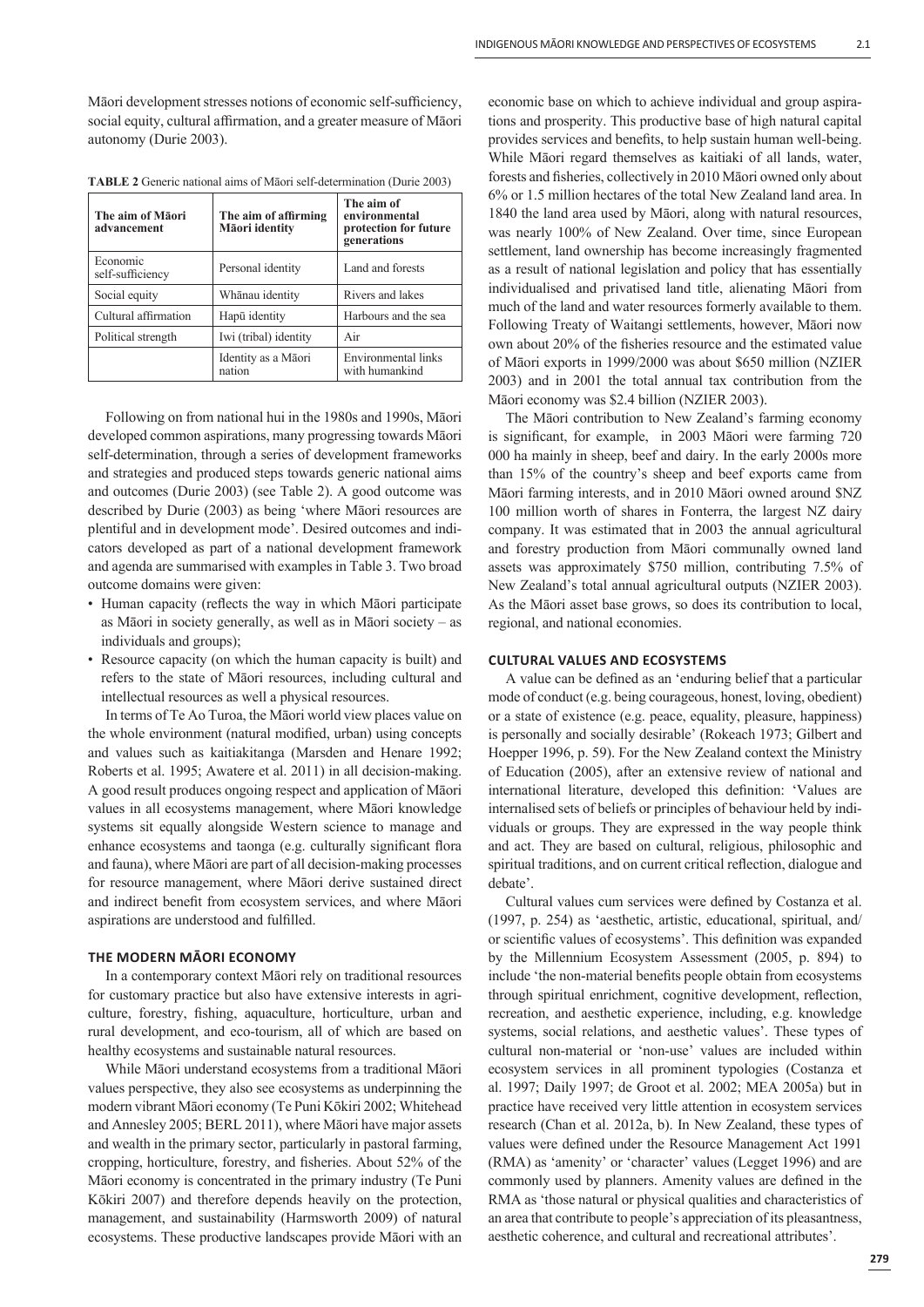Māori development stresses notions of economic self-sufficiency, social equity, cultural affirmation, and a greater measure of Māori autonomy (Durie 2003).

**TABLE 2** Generic national aims of Māori self-determination (Durie 2003)

| The aim of Māori advancement | The aim of affirming Māori identity | The aim of environmental protection for future generations |
|---|---|---|
| Economic self-sufficiency | Personal identity | Land and forests |
| Social equity | Whānau identity | Rivers and lakes |
| Cultural affirmation | Hapū identity | Harbours and the sea |
| Political strength | Iwi (tribal) identity | Air |
| | Identity as a Māori nation | Environmental links with humankind |

Following on from national hui in the 1980s and 1990s, Māori developed common aspirations, many progressing towards Māori self-determination, through a series of development frameworks and strategies and produced steps towards generic national aims and outcomes (Durie 2003) (see Table 2). A good outcome was described by Durie (2003) as being 'where Māori resources are plentiful and in development mode'. Desired outcomes and indicators developed as part of a national development framework and agenda are summarised with examples in Table 3. Two broad outcome domains were given:

- Human capacity (reflects the way in which Māori participate as Māori in society generally, as well as in Māori society – as individuals and groups);
- Resource capacity (on which the human capacity is built) and refers to the state of Māori resources, including cultural and intellectual resources as well a physical resources.

In terms of Te Ao Turoa, the Māori world view places value on the whole environment (natural modified, urban) using concepts and values such as kaitiakitanga (Marsden and Henare 1992; Roberts et al. 1995; Awatere et al. 2011) in all decision-making. A good result produces ongoing respect and application of Māori values in all ecosystems management, where Māori knowledge systems sit equally alongside Western science to manage and enhance ecosystems and taonga (e.g. culturally significant flora and fauna), where Māori are part of all decision-making processes for resource management, where Māori derive sustained direct and indirect benefit from ecosystem services, and where Māori aspirations are understood and fulfilled.

## THE MODERN MĀORI ECONOMY

In a contemporary context Māori rely on traditional resources for customary practice but also have extensive interests in agriculture, forestry, fishing, aquaculture, horticulture, urban and rural development, and eco-tourism, all of which are based on healthy ecosystems and sustainable natural resources.

While Māori understand ecosystems from a traditional Māori values perspective, they also see ecosystems as underpinning the modern vibrant Māori economy (Te Puni Kōkiri 2002; Whitehead and Annesley 2005; BERL 2011), where Māori have major assets and wealth in the primary sector, particularly in pastoral farming, cropping, horticulture, forestry, and fisheries. About 52% of the Māori economy is concentrated in the primary industry (Te Puni Kōkiri 2007) and therefore depends heavily on the protection, management, and sustainability (Harmsworth 2009) of natural ecosystems. These productive landscapes provide Māori with an economic base on which to achieve individual and group aspirations and prosperity. This productive base of high natural capital provides services and benefits, to help sustain human well-being. While Māori regard themselves as kaitiaki of all lands, water, forests and fisheries, collectively in 2010 Māori owned only about 6% or 1.5 million hectares of the total New Zealand land area. In 1840 the land area used by Māori, along with natural resources, was nearly 100% of New Zealand. Over time, since European settlement, land ownership has become increasingly fragmented as a result of national legislation and policy that has essentially individualised and privatised land title, alienating Māori from much of the land and water resources formerly available to them. Following Treaty of Waitangi settlements, however, Māori now own about 20% of the fisheries resource and the estimated value of Māori exports in 1999/2000 was about $650 million (NZIER 2003) and in 2001 the total annual tax contribution from the Māori economy was $2.4 billion (NZIER 2003).

The Māori contribution to New Zealand's farming economy is significant, for example, in 2003 Māori were farming 720 000 ha mainly in sheep, beef and dairy. In the early 2000s more than 15% of the country's sheep and beef exports came from Māori farming interests, and in 2010 Māori owned around $NZ 100 million worth of shares in Fonterra, the largest NZ dairy company. It was estimated that in 2003 the annual agricultural and forestry production from Māori communally owned land assets was approximately $750 million, contributing 7.5% of New Zealand's total annual agricultural outputs (NZIER 2003). As the Māori asset base grows, so does its contribution to local, regional, and national economies.

## CULTURAL VALUES AND ECOSYSTEMS

A value can be defined as an 'enduring belief that a particular mode of conduct (e.g. being courageous, honest, loving, obedient) or a state of existence (e.g. peace, equality, pleasure, happiness) is personally and socially desirable' (Rokeach 1973; Gilbert and Hoepper 1996, p. 59). For the New Zealand context the Ministry of Education (2005), after an extensive review of national and international literature, developed this definition: 'Values are internalised sets of beliefs or principles of behaviour held by individuals or groups. They are expressed in the way people think and act. They are based on cultural, religious, philosophic and spiritual traditions, and on current critical reflection, dialogue and debate'.

Cultural values cum services were defined by Costanza et al. (1997, p. 254) as 'aesthetic, artistic, educational, spiritual, and/or scientific values of ecosystems'. This definition was expanded by the Millennium Ecosystem Assessment (2005, p. 894) to include 'the non-material benefits people obtain from ecosystems through spiritual enrichment, cognitive development, reflection, recreation, and aesthetic experience, including, e.g. knowledge systems, social relations, and aesthetic values'. These types of cultural non-material or 'non-use' values are included within ecosystem services in all prominent typologies (Costanza et al. 1997; Daily 1997; de Groot et al. 2002; MEA 2005a) but in practice have received very little attention in ecosystem services research (Chan et al. 2012a, b). In New Zealand, these types of values were defined under the Resource Management Act 1991 (RMA) as 'amenity' or 'character' values (Legget 1996) and are commonly used by planners. Amenity values are defined in the RMA as 'those natural or physical qualities and characteristics of an area that contribute to people's appreciation of its pleasantness, aesthetic coherence, and cultural and recreational attributes'.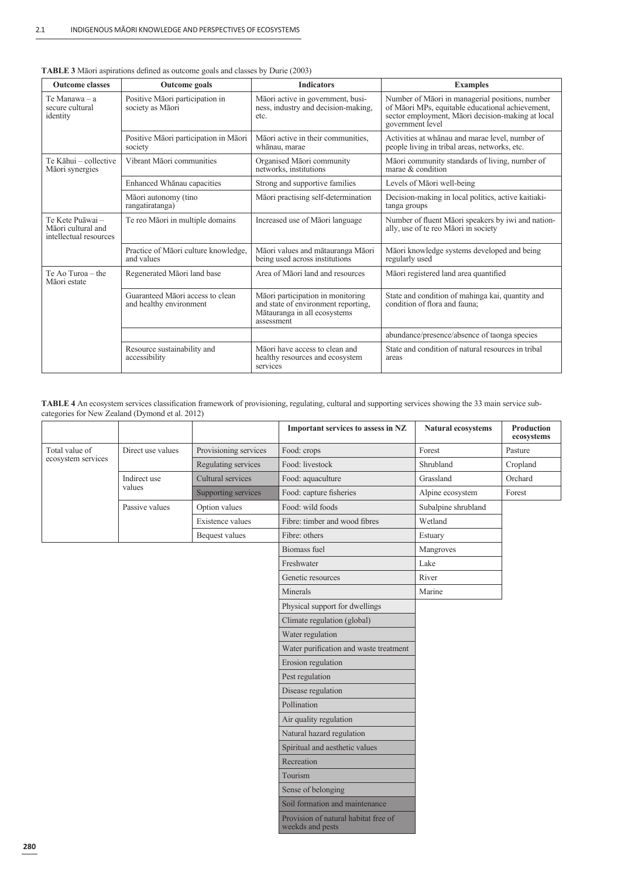**TABLE 3** Māori aspirations defined as outcome goals and classes by Durie (2003)

| Outcome classes | Outcome goals | Indicators | Examples |
|---|---|---|---|
| Te Manawa – a secure cultural identity | Positive Māori participation in society as Māori | Māori active in government, business, industry and decision-making, etc. | Number of Māori in managerial positions, number of Māori MPs, equitable educational achievement, sector employment, Māori decision-making at local government level |
| | Positive Māori participation in Māori society | Māori active in their communities, whānau, marae | Activities at whānau and marae level, number of people living in tribal areas, networks, etc. |
| Te Kāhui – collective Māori synergies | Vibrant Māori communities | Organised Māori community networks, institutions | Māori community standards of living, number of marae & condition |
| | Enhanced Whānau capacities | Strong and supportive families | Levels of Māori well-being |
| | Māori autonomy (tino rangatiratanga) | Māori practising self-determination | Decision-making in local politics, active kaitiakitanga groups |
| Te Kete Puāwai – Māori cultural and intellectual resources | Te reo Māori in multiple domains | Increased use of Māori language | Number of fluent Māori speakers by iwi and nationally, use of te reo Māori in society |
| | Practice of Māori culture knowledge, and values | Māori values and mātauranga Māori being used across institutions | Māori knowledge systems developed and being regularly used |
| Te Ao Turoa – the Māori estate | Regenerated Māori land base | Area of Māori land and resources | Māori registered land area quantified |
| | Guaranteed Māori access to clean and healthy environment | Māori participation in monitoring and state of environment reporting, Mātauranga in all ecosystems assessment | State and condition of mahinga kai, quantity and condition of flora and fauna; |
| | | | abundance/presence/absence of taonga species |
| | Resource sustainability and accessibility | Māori have access to clean and healthy resources and ecosystem services | State and condition of natural resources in tribal areas |

**TABLE 4** An ecosystem services classification framework of provisioning, regulating, cultural and supporting services showing the 33 main service subcategories for New Zealand (Dymond et al. 2012)

| | | | Important services to assess in NZ | Natural ecosystems | Production ecosystems |
|---|---|---|---|---|---|
| Total value of ecosystem services | Direct use values | Provisioning services | Food: crops | Forest | Pasture |
| | | Regulating services | Food: livestock | Shrubland | Cropland |
| | Indirect use values | Cultural services | Food: aquaculture | Grassland | Orchard |
| | | Supporting services | Food: capture fisheries | Alpine ecosystem | Forest |
| | Passive values | Option values | Food: wild foods | Subalpine shrubland | |
| | | Existence values | Fibre: timber and wood fibres | Wetland | |
| | | Bequest values | Fibre: others | Estuary | |
| | | | Biomass fuel | Mangroves | |
| | | | Freshwater | Lake | |
| | | | Genetic resources | River | |
| | | | Minerals | Marine | |
| | | | Physical support for dwellings | | |
| | | | Climate regulation (global) | | |
| | | | Water regulation | | |
| | | | Water purification and waste treatment | | |
| | | | Erosion regulation | | |
| | | | Pest regulation | | |
| | | | Disease regulation | | |
| | | | Pollination | | |
| | | | Air quality regulation | | |
| | | | Natural hazard regulation | | |
| | | | Spiritual and aesthetic values | | |
| | | | Recreation | | |
| | | | Tourism | | |
| | | | Sense of belonging | | |
| | | | Soil formation and maintenance | | |
| | | | Provision of natural habitat free of weekds and pests | | |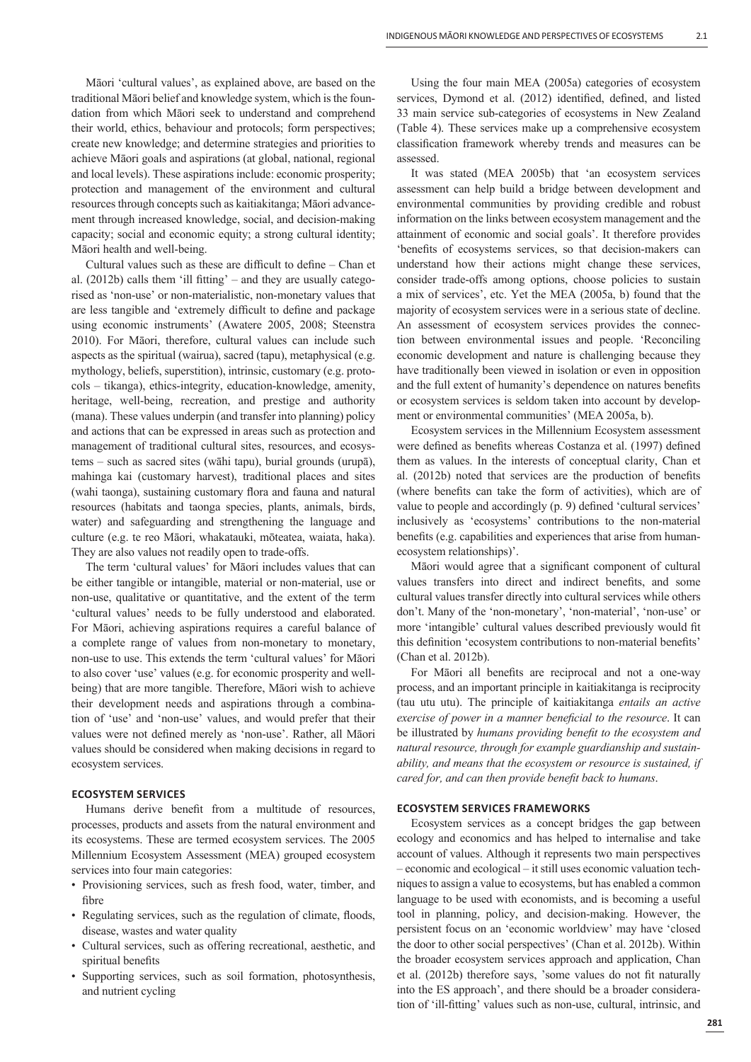Māori 'cultural values', as explained above, are based on the traditional Māori belief and knowledge system, which is the foundation from which Māori seek to understand and comprehend their world, ethics, behaviour and protocols; form perspectives; create new knowledge; and determine strategies and priorities to achieve Māori goals and aspirations (at global, national, regional and local levels). These aspirations include: economic prosperity; protection and management of the environment and cultural resources through concepts such as kaitiakitanga; Māori advancement through increased knowledge, social, and decision-making capacity; social and economic equity; a strong cultural identity; Māori health and well-being.

Cultural values such as these are difficult to define – Chan et al. (2012b) calls them 'ill fitting' – and they are usually categorised as 'non-use' or non-materialistic, non-monetary values that are less tangible and 'extremely difficult to define and package using economic instruments' (Awatere 2005, 2008; Steenstra 2010). For Māori, therefore, cultural values can include such aspects as the spiritual (wairua), sacred (tapu), metaphysical (e.g. mythology, beliefs, superstition), intrinsic, customary (e.g. protocols – tikanga), ethics-integrity, education-knowledge, amenity, heritage, well-being, recreation, and prestige and authority (mana). These values underpin (and transfer into planning) policy and actions that can be expressed in areas such as protection and management of traditional cultural sites, resources, and ecosystems – such as sacred sites (wāhi tapu), burial grounds (urupā), mahinga kai (customary harvest), traditional places and sites (wahi taonga), sustaining customary flora and fauna and natural resources (habitats and taonga species, plants, animals, birds, water) and safeguarding and strengthening the language and culture (e.g. te reo Māori, whakatauki, mōteatea, waiata, haka). They are also values not readily open to trade-offs.

The term 'cultural values' for Māori includes values that can be either tangible or intangible, material or non-material, use or non-use, qualitative or quantitative, and the extent of the term 'cultural values' needs to be fully understood and elaborated. For Māori, achieving aspirations requires a careful balance of a complete range of values from non-monetary to monetary, non-use to use. This extends the term 'cultural values' for Māori to also cover 'use' values (e.g. for economic prosperity and well-being) that are more tangible. Therefore, Māori wish to achieve their development needs and aspirations through a combination of 'use' and 'non-use' values, and would prefer that their values were not defined merely as 'non-use'. Rather, all Māori values should be considered when making decisions in regard to ecosystem services.

## ECOSYSTEM SERVICES

Humans derive benefit from a multitude of resources, processes, products and assets from the natural environment and its ecosystems. These are termed ecosystem services. The 2005 Millennium Ecosystem Assessment (MEA) grouped ecosystem services into four main categories:

- Provisioning services, such as fresh food, water, timber, and fibre
- Regulating services, such as the regulation of climate, floods, disease, wastes and water quality
- Cultural services, such as offering recreational, aesthetic, and spiritual benefits
- Supporting services, such as soil formation, photosynthesis, and nutrient cycling

Using the four main MEA (2005a) categories of ecosystem services, Dymond et al. (2012) identified, defined, and listed 33 main service sub-categories of ecosystems in New Zealand (Table 4). These services make up a comprehensive ecosystem classification framework whereby trends and measures can be assessed.

It was stated (MEA 2005b) that 'an ecosystem services assessment can help build a bridge between development and environmental communities by providing credible and robust information on the links between ecosystem management and the attainment of economic and social goals'. It therefore provides 'benefits of ecosystems services, so that decision-makers can understand how their actions might change these services, consider trade-offs among options, choose policies to sustain a mix of services', etc. Yet the MEA (2005a, b) found that the majority of ecosystem services were in a serious state of decline. An assessment of ecosystem services provides the connection between environmental issues and people. 'Reconciling economic development and nature is challenging because they have traditionally been viewed in isolation or even in opposition and the full extent of humanity's dependence on natures benefits or ecosystem services is seldom taken into account by development or environmental communities' (MEA 2005a, b).

Ecosystem services in the Millennium Ecosystem assessment were defined as benefits whereas Costanza et al. (1997) defined them as values. In the interests of conceptual clarity, Chan et al. (2012b) noted that services are the production of benefits (where benefits can take the form of activities), which are of value to people and accordingly (p. 9) defined 'cultural services' inclusively as 'ecosystems' contributions to the non-material benefits (e.g. capabilities and experiences that arise from human-ecosystem relationships)'.

Māori would agree that a significant component of cultural values transfers into direct and indirect benefits, and some cultural values transfer directly into cultural services while others don't. Many of the 'non-monetary', 'non-material', 'non-use' or more 'intangible' cultural values described previously would fit this definition 'ecosystem contributions to non-material benefits' (Chan et al. 2012b).

For Māori all benefits are reciprocal and not a one-way process, and an important principle in kaitiakitanga is reciprocity (tau utu utu). The principle of kaitiakitanga *entails an active exercise of power in a manner beneficial to the resource*. It can be illustrated by *humans providing benefit to the ecosystem and natural resource, through for example guardianship and sustainability, and means that the ecosystem or resource is sustained, if cared for, and can then provide benefit back to humans*.

## ECOSYSTEM SERVICES FRAMEWORKS

Ecosystem services as a concept bridges the gap between ecology and economics and has helped to internalise and take account of values. Although it represents two main perspectives – economic and ecological – it still uses economic valuation techniques to assign a value to ecosystems, but has enabled a common language to be used with economists, and is becoming a useful tool in planning, policy, and decision-making. However, the persistent focus on an 'economic worldview' may have 'closed the door to other social perspectives' (Chan et al. 2012b). Within the broader ecosystem services approach and application, Chan et al. (2012b) therefore says, 'some values do not fit naturally into the ES approach', and there should be a broader consideration of 'ill-fitting' values such as non-use, cultural, intrinsic, and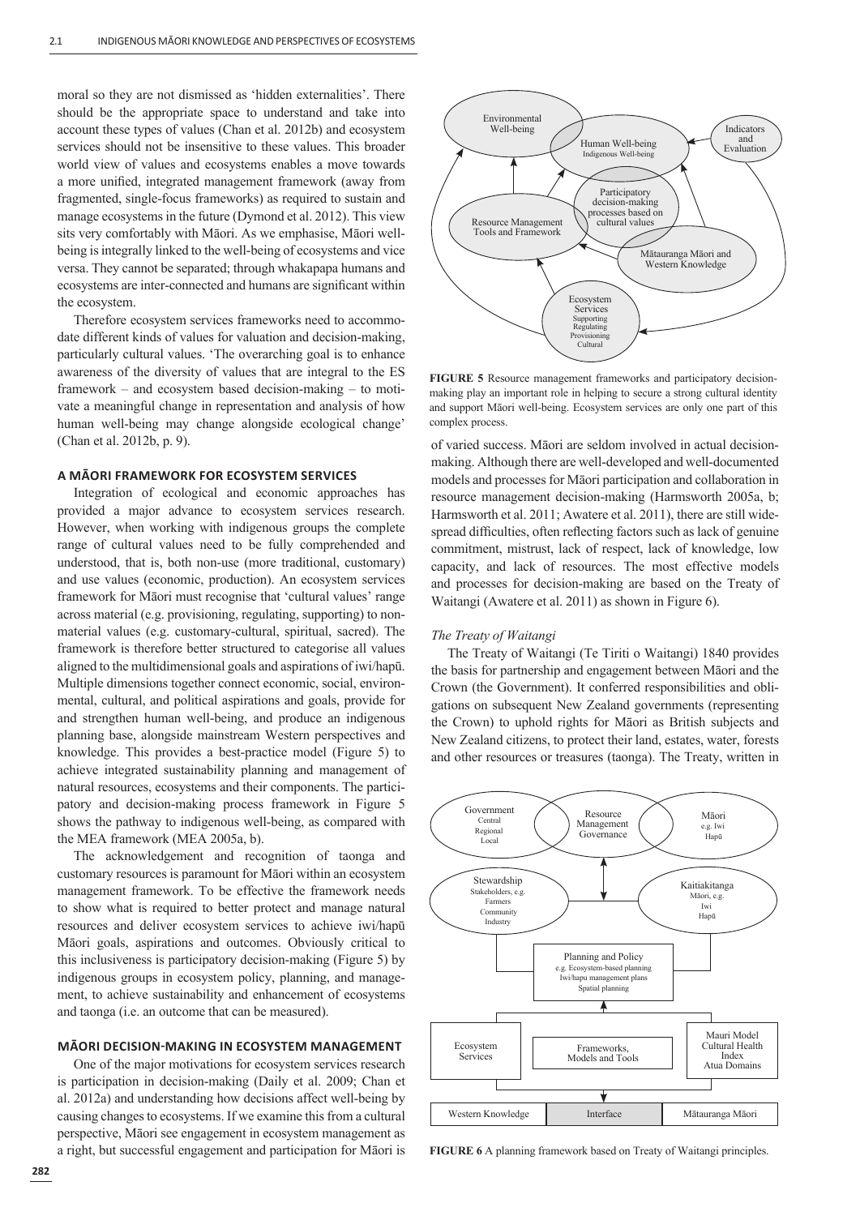moral so they are not dismissed as 'hidden externalities'. There should be the appropriate space to understand and take into account these types of values (Chan et al. 2012b) and ecosystem services should not be insensitive to these values. This broader world view of values and ecosystems enables a move towards a more unified, integrated management framework (away from fragmented, single-focus frameworks) as required to sustain and manage ecosystems in the future (Dymond et al. 2012). This view sits very comfortably with Māori. As we emphasise, Māori well-being is integrally linked to the well-being of ecosystems and vice versa. They cannot be separated; through whakapapa humans and ecosystems are inter-connected and humans are significant within the ecosystem.

Therefore ecosystem services frameworks need to accommodate different kinds of values for valuation and decision-making, particularly cultural values. 'The overarching goal is to enhance awareness of the diversity of values that are integral to the ES framework – and ecosystem based decision-making – to motivate a meaningful change in representation and analysis of how human well-being may change alongside ecological change' (Chan et al. 2012b, p. 9).

## A MĀORI FRAMEWORK FOR ECOSYSTEM SERVICES

Integration of ecological and economic approaches has provided a major advance to ecosystem services research. However, when working with indigenous groups the complete range of cultural values need to be fully comprehended and understood, that is, both non-use (more traditional, customary) and use values (economic, production). An ecosystem services framework for Māori must recognise that 'cultural values' range across material (e.g. provisioning, regulating, supporting) to non-material values (e.g. customary-cultural, spiritual, sacred). The framework is therefore better structured to categorise all values aligned to the multidimensional goals and aspirations of iwi/hapū. Multiple dimensions together connect economic, social, environmental, cultural, and political aspirations and goals, provide for and strengthen human well-being, and produce an indigenous planning base, alongside mainstream Western perspectives and knowledge. This provides a best-practice model (Figure 5) to achieve integrated sustainability planning and management of natural resources, ecosystems and their components. The participatory and decision-making process framework in Figure 5 shows the pathway to indigenous well-being, as compared with the MEA framework (MEA 2005a, b).

The acknowledgement and recognition of taonga and customary resources is paramount for Māori within an ecosystem management framework. To be effective the framework needs to show what is required to better protect and manage natural resources and deliver ecosystem services to achieve iwi/hapū Māori goals, aspirations and outcomes. Obviously critical to this inclusiveness is participatory decision-making (Figure 5) by indigenous groups in ecosystem policy, planning, and management, to achieve sustainability and enhancement of ecosystems and taonga (i.e. an outcome that can be measured).

## MĀORI DECISION-MAKING IN ECOSYSTEM MANAGEMENT

One of the major motivations for ecosystem services research is participation in decision-making (Daily et al. 2009; Chan et al. 2012a) and understanding how decisions affect well-being by causing changes to ecosystems. If we examine this from a cultural perspective, Māori see engagement in ecosystem management as a right, but successful engagement and participation for Māori is of varied success. Māori are seldom involved in actual decision-making. Although there are well-developed and well-documented models and processes for Māori participation and collaboration in resource management decision-making (Harmsworth 2005a, b; Harmsworth et al. 2011; Awatere et al. 2011), there are still widespread difficulties, often reflecting factors such as lack of genuine commitment, mistrust, lack of respect, lack of knowledge, low capacity, and lack of resources. The most effective models and processes for decision-making are based on the Treaty of Waitangi (Awatere et al. 2011) as shown in Figure 6).

**FIGURE 5** Resource management frameworks and participatory decision-making play an important role in helping to secure a strong cultural identity and support Māori well-being. Ecosystem services are only one part of this complex process.

### *The Treaty of Waitangi*

The Treaty of Waitangi (Te Tiriti o Waitangi) 1840 provides the basis for partnership and engagement between Māori and the Crown (the Government). It conferred responsibilities and obligations on subsequent New Zealand governments (representing the Crown) to uphold rights for Māori as British subjects and New Zealand citizens, to protect their land, estates, water, forests and other resources or treasures (taonga). The Treaty, written in

**FIGURE 6** A planning framework based on Treaty of Waitangi principles.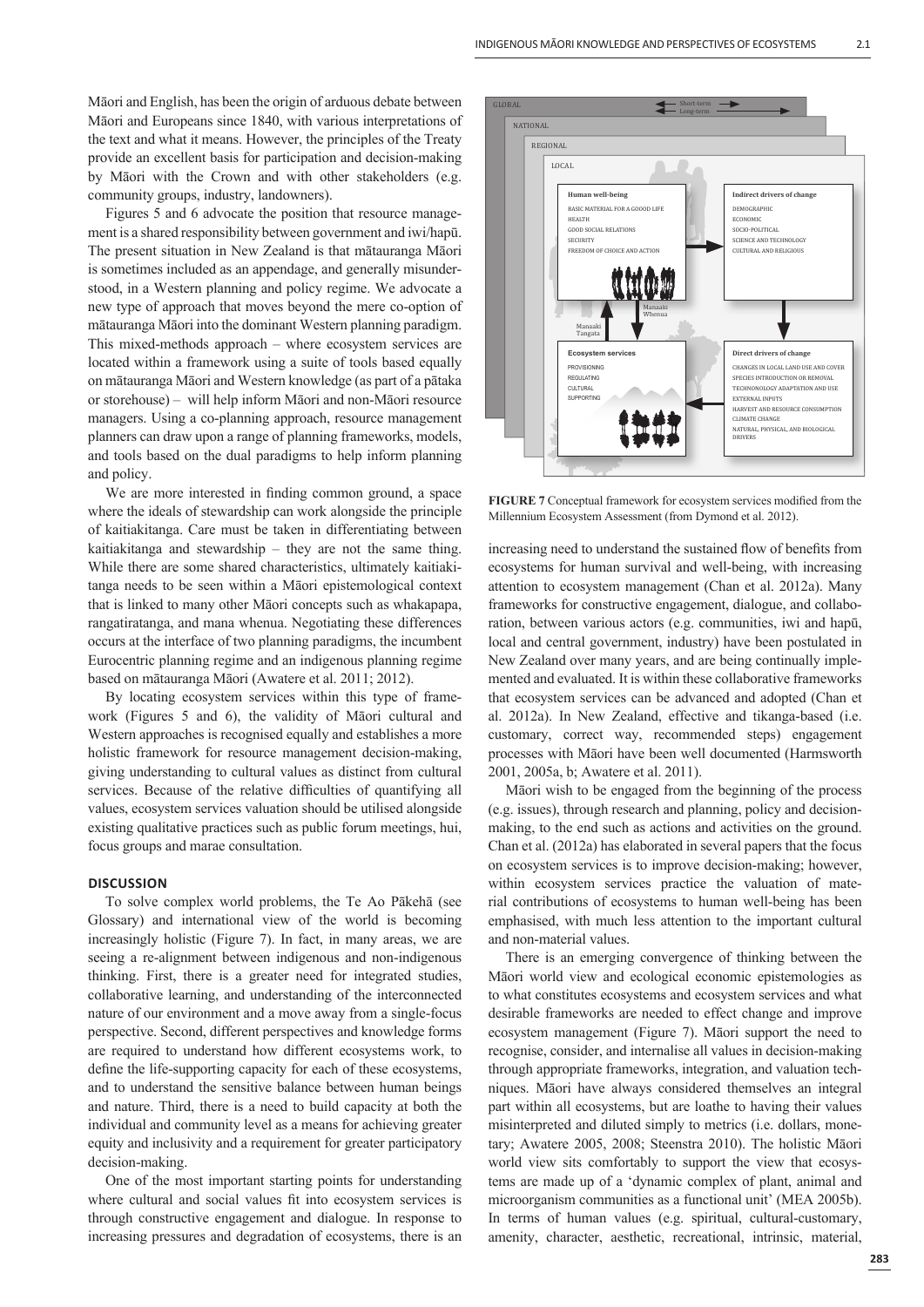Māori and English, has been the origin of arduous debate between Māori and Europeans since 1840, with various interpretations of the text and what it means. However, the principles of the Treaty provide an excellent basis for participation and decision-making by Māori with the Crown and with other stakeholders (e.g. community groups, industry, landowners).

Figures 5 and 6 advocate the position that resource management is a shared responsibility between government and iwi/hapū. The present situation in New Zealand is that mātauranga Māori is sometimes included as an appendage, and generally misunderstood, in a Western planning and policy regime. We advocate a new type of approach that moves beyond the mere co-option of mātauranga Māori into the dominant Western planning paradigm. This mixed-methods approach – where ecosystem services are located within a framework using a suite of tools based equally on mātauranga Māori and Western knowledge (as part of a pātaka or storehouse) – will help inform Māori and non-Māori resource managers. Using a co-planning approach, resource management planners can draw upon a range of planning frameworks, models, and tools based on the dual paradigms to help inform planning and policy.

We are more interested in finding common ground, a space where the ideals of stewardship can work alongside the principle of kaitiakitanga. Care must be taken in differentiating between kaitiakitanga and stewardship – they are not the same thing. While there are some shared characteristics, ultimately kaitiakitanga needs to be seen within a Māori epistemological context that is linked to many other Māori concepts such as whakapapa, rangatiratanga, and mana whenua. Negotiating these differences occurs at the interface of two planning paradigms, the incumbent Eurocentric planning regime and an indigenous planning regime based on mātauranga Māori (Awatere et al. 2011; 2012).

By locating ecosystem services within this type of framework (Figures 5 and 6), the validity of Māori cultural and Western approaches is recognised equally and establishes a more holistic framework for resource management decision-making, giving understanding to cultural values as distinct from cultural services. Because of the relative difficulties of quantifying all values, ecosystem services valuation should be utilised alongside existing qualitative practices such as public forum meetings, hui, focus groups and marae consultation.

## DISCUSSION

To solve complex world problems, the Te Ao Pākehā (see Glossary) and international view of the world is becoming increasingly holistic (Figure 7). In fact, in many areas, we are seeing a re-alignment between indigenous and non-indigenous thinking. First, there is a greater need for integrated studies, collaborative learning, and understanding of the interconnected nature of our environment and a move away from a single-focus perspective. Second, different perspectives and knowledge forms are required to understand how different ecosystems work, to define the life-supporting capacity for each of these ecosystems, and to understand the sensitive balance between human beings and nature. Third, there is a need to build capacity at both the individual and community level as a means for achieving greater equity and inclusivity and a requirement for greater participatory decision-making.

One of the most important starting points for understanding where cultural and social values fit into ecosystem services is through constructive engagement and dialogue. In response to increasing pressures and degradation of ecosystems, there is an increasing need to understand the sustained flow of benefits from ecosystems for human survival and well-being, with increasing attention to ecosystem management (Chan et al. 2012a). Many frameworks for constructive engagement, dialogue, and collaboration, between various actors (e.g. communities, iwi and hapū, local and central government, industry) have been postulated in New Zealand over many years, and are being continually implemented and evaluated. It is within these collaborative frameworks that ecosystem services can be advanced and adopted (Chan et al. 2012a). In New Zealand, effective and tikanga-based (i.e. customary, correct way, recommended steps) engagement processes with Māori have been well documented (Harmsworth 2001, 2005a, b; Awatere et al. 2011).

**FIGURE 7** Conceptual framework for ecosystem services modified from the Millennium Ecosystem Assessment (from Dymond et al. 2012).

Māori wish to be engaged from the beginning of the process (e.g. issues), through research and planning, policy and decision-making, to the end such as actions and activities on the ground. Chan et al. (2012a) has elaborated in several papers that the focus on ecosystem services is to improve decision-making; however, within ecosystem services practice the valuation of material contributions of ecosystems to human well-being has been emphasised, with much less attention to the important cultural and non-material values.

There is an emerging convergence of thinking between the Māori world view and ecological economic epistemologies as to what constitutes ecosystems and ecosystem services and what desirable frameworks are needed to effect change and improve ecosystem management (Figure 7). Māori support the need to recognise, consider, and internalise all values in decision-making through appropriate frameworks, integration, and valuation techniques. Māori have always considered themselves an integral part within all ecosystems, but are loathe to having their values misinterpreted and diluted simply to metrics (i.e. dollars, monetary; Awatere 2005, 2008; Steenstra 2010). The holistic Māori world view sits comfortably to support the view that ecosystems are made up of a 'dynamic complex of plant, animal and microorganism communities as a functional unit' (MEA 2005b). In terms of human values (e.g. spiritual, cultural-customary, amenity, character, aesthetic, recreational, intrinsic, material,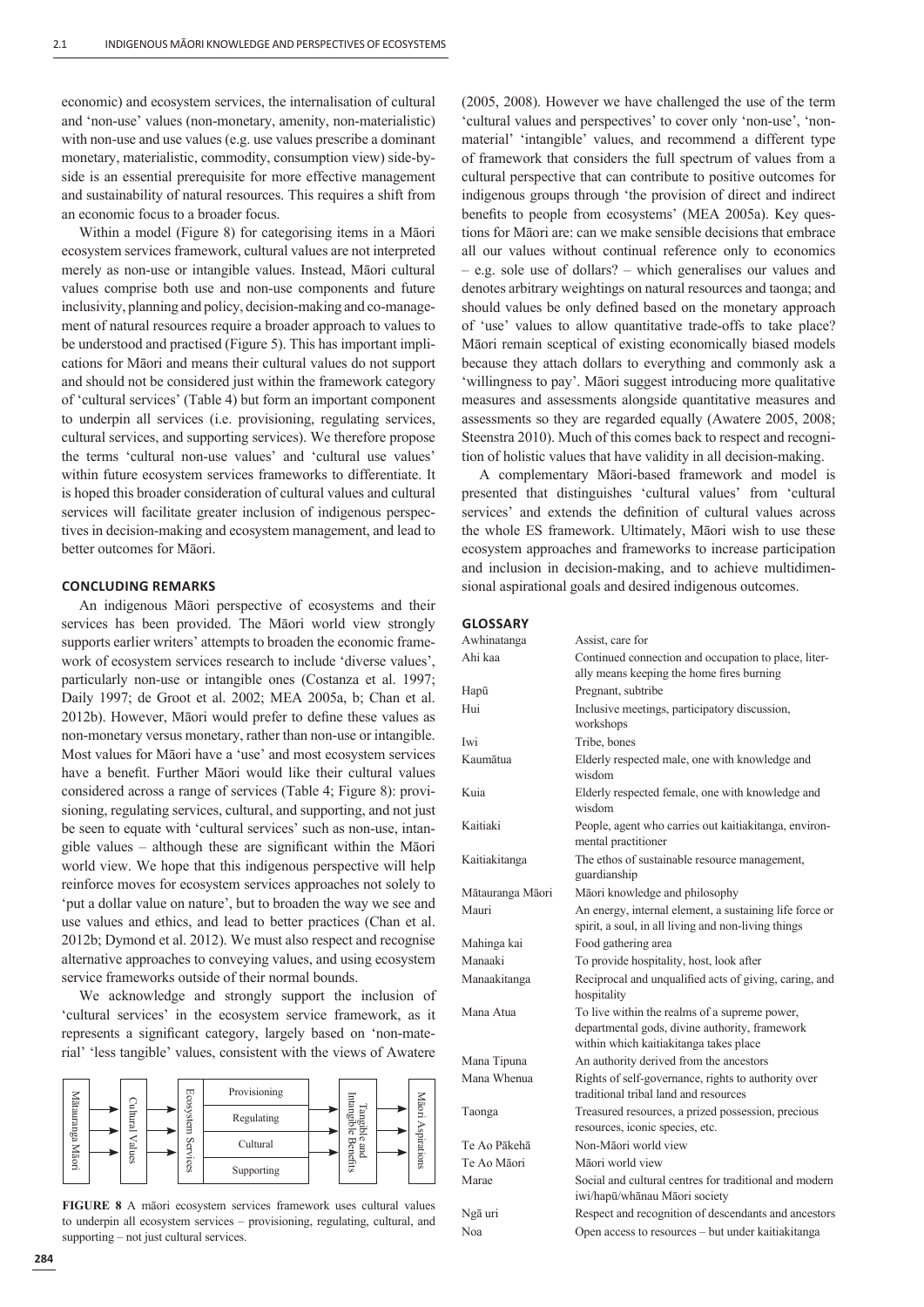economic) and ecosystem services, the internalisation of cultural and 'non-use' values (non-monetary, amenity, non-materialistic) with non-use and use values (e.g. use values prescribe a dominant monetary, materialistic, commodity, consumption view) side-by-side is an essential prerequisite for more effective management and sustainability of natural resources. This requires a shift from an economic focus to a broader focus.

Within a model (Figure 8) for categorising items in a Māori ecosystem services framework, cultural values are not interpreted merely as non-use or intangible values. Instead, Māori cultural values comprise both use and non-use components and future inclusivity, planning and policy, decision-making and co-management of natural resources require a broader approach to values to be understood and practised (Figure 5). This has important implications for Māori and means their cultural values do not support and should not be considered just within the framework category of 'cultural services' (Table 4) but form an important component to underpin all services (i.e. provisioning, regulating services, cultural services, and supporting services). We therefore propose the terms 'cultural non-use values' and 'cultural use values' within future ecosystem services frameworks to differentiate. It is hoped this broader consideration of cultural values and cultural services will facilitate greater inclusion of indigenous perspectives in decision-making and ecosystem management, and lead to better outcomes for Māori.

## CONCLUDING REMARKS

An indigenous Māori perspective of ecosystems and their services has been provided. The Māori world view strongly supports earlier writers' attempts to broaden the economic framework of ecosystem services research to include 'diverse values', particularly non-use or intangible ones (Costanza et al. 1997; Daily 1997; de Groot et al. 2002; MEA 2005a, b; Chan et al. 2012b). However, Māori would prefer to define these values as non-monetary versus monetary, rather than non-use or intangible. Most values for Māori have a 'use' and most ecosystem services have a benefit. Further Māori would like their cultural values considered across a range of services (Table 4; Figure 8): provisioning, regulating services, cultural, and supporting, and not just be seen to equate with 'cultural services' such as non-use, intangible values – although these are significant within the Māori world view. We hope that this indigenous perspective will help reinforce moves for ecosystem services approaches not solely to 'put a dollar value on nature', but to broaden the way we see and use values and ethics, and lead to better practices (Chan et al. 2012b; Dymond et al. 2012). We must also respect and recognise alternative approaches to conveying values, and using ecosystem service frameworks outside of their normal bounds.

We acknowledge and strongly support the inclusion of 'cultural services' in the ecosystem service framework, as it represents a significant category, largely based on 'non-material' 'less tangible' values, consistent with the views of Awatere

Mātauranga Māori → Cultural Values → Ecosystem Services (Provisioning, Regulating, Cultural, Supporting) → Tangible and Intangible Benefits → Māori Aspirations

**FIGURE 8** A māori ecosystem services framework uses cultural values to underpin all ecosystem services – provisioning, regulating, cultural, and supporting – not just cultural services.

(2005, 2008). However we have challenged the use of the term 'cultural values and perspectives' to cover only 'non-use', 'non-material' 'intangible' values, and recommend a different type of framework that considers the full spectrum of values from a cultural perspective that can contribute to positive outcomes for indigenous groups through 'the provision of direct and indirect benefits to people from ecosystems' (MEA 2005a). Key questions for Māori are: can we make sensible decisions that embrace all our values without continual reference only to economics – e.g. sole use of dollars? – which generalises our values and denotes arbitrary weightings on natural resources and taonga; and should values be only defined based on the monetary approach of 'use' values to allow quantitative trade-offs to take place? Māori remain sceptical of existing economically biased models because they attach dollars to everything and commonly ask a 'willingness to pay'. Māori suggest introducing more qualitative measures and assessments alongside quantitative measures and assessments so they are regarded equally (Awatere 2005, 2008; Steenstra 2010). Much of this comes back to respect and recognition of holistic values that have validity in all decision-making.

A complementary Māori-based framework and model is presented that distinguishes 'cultural values' from 'cultural services' and extends the definition of cultural values across the whole ES framework. Ultimately, Māori wish to use these ecosystem approaches and frameworks to increase participation and inclusion in decision-making, and to achieve multidimensional aspirational goals and desired indigenous outcomes.

## GLOSSARY

| Term | Meaning |
|---|---|
| Awhinatanga | Assist, care for |
| Ahi kaa | Continued connection and occupation to place, literally means keeping the home fires burning |
| Hapū | Pregnant, subtribe |
| Hui | Inclusive meetings, participatory discussion, workshops |
| Iwi | Tribe, bones |
| Kaumātua | Elderly respected male, one with knowledge and wisdom |
| Kuia | Elderly respected female, one with knowledge and wisdom |
| Kaitiaki | People, agent who carries out kaitiakitanga, environmental practitioner |
| Kaitiakitanga | The ethos of sustainable resource management, guardianship |
| Mātauranga Māori | Māori knowledge and philosophy |
| Mauri | An energy, internal element, a sustaining life force or spirit, a soul, in all living and non-living things |
| Mahinga kai | Food gathering area |
| Manaaki | To provide hospitality, host, look after |
| Manaakitanga | Reciprocal and unqualified acts of giving, caring, and hospitality |
| Mana Atua | To live within the realms of a supreme power, departmental gods, divine authority, framework within which kaitiakitanga takes place |
| Mana Tipuna | An authority derived from the ancestors |
| Mana Whenua | Rights of self-governance, rights to authority over traditional tribal land and resources |
| Taonga | Treasured resources, a prized possession, precious resources, iconic species, etc. |
| Te Ao Pākehā | Non-Māori world view |
| Te Ao Māori | Māori world view |
| Marae | Social and cultural centres for traditional and modern iwi/hapū/whānau Māori society |
| Ngā uri | Respect and recognition of descendants and ancestors |
| Noa | Open access to resources – but under kaitiakitanga |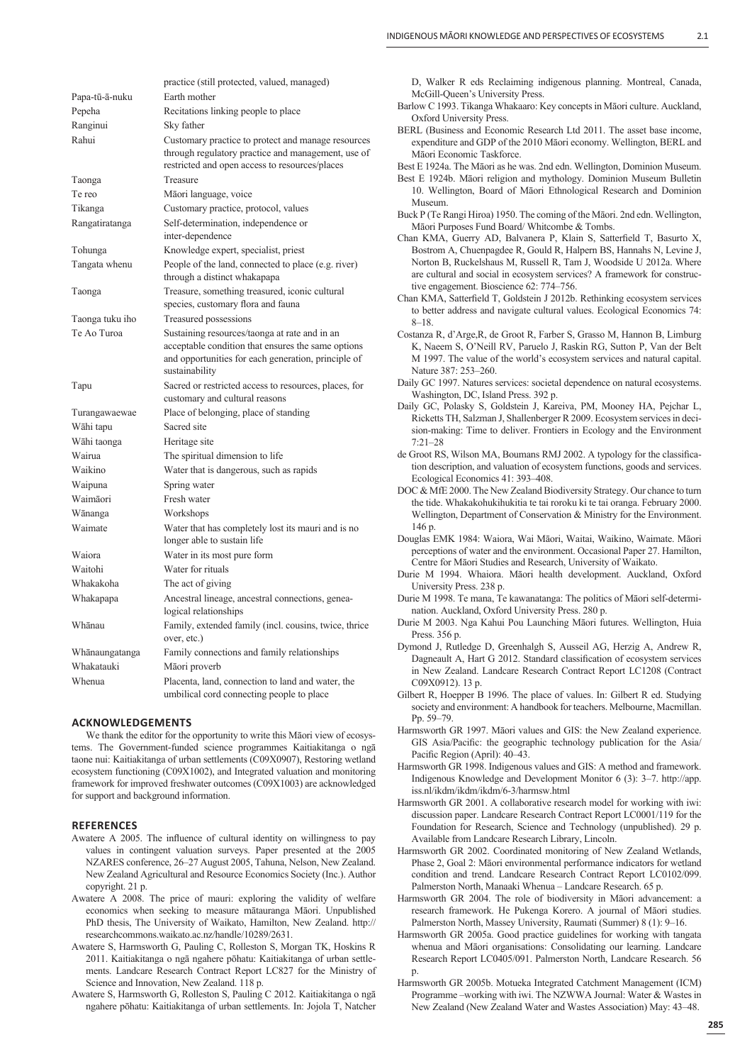| | |
|---|---|
| | practice (still protected, valued, managed) |
| Papa-tū-ā-nuku | Earth mother |
| Pepeha | Recitations linking people to place |
| Ranginui | Sky father |
| Rahui | Customary practice to protect and manage resources through regulatory practice and management, use of restricted and open access to resources/places |
| Taonga | Treasure |
| Te reo | Māori language, voice |
| Tikanga | Customary practice, protocol, values |
| Rangatiratanga | Self-determination, independence or inter-dependence |
| Tohunga | Knowledge expert, specialist, priest |
| Tangata whenu | People of the land, connected to place (e.g. river) through a distinct whakapapa |
| Taonga | Treasure, something treasured, iconic cultural species, customary flora and fauna |
| Taonga tuku iho | Treasured possessions |
| Te Ao Turoa | Sustaining resources/taonga at rate and in an acceptable condition that ensures the same options and opportunities for each generation, principle of sustainability |
| Tapu | Sacred or restricted access to resources, places, for customary and cultural reasons |
| Turangawaewae | Place of belonging, place of standing |
| Wāhi tapu | Sacred site |
| Wāhi taonga | Heritage site |
| Wairua | The spiritual dimension to life |
| Waikino | Water that is dangerous, such as rapids |
| Waipuna | Spring water |
| Waimāori | Fresh water |
| Wānanga | Workshops |
| Waimate | Water that has completely lost its mauri and is no longer able to sustain life |
| Waiora | Water in its most pure form |
| Waitohi | Water for rituals |
| Whakakoha | The act of giving |
| Whakapapa | Ancestral lineage, ancestral connections, genealogical relationships |
| Whānau | Family, extended family (incl. cousins, twice, thrice over, etc.) |
| Whānaungatanga | Family connections and family relationships |
| Whakatauki | Māori proverb |
| Whenua | Placenta, land, connection to land and water, the umbilical cord connecting people to place |

## ACKNOWLEDGEMENTS

We thank the editor for the opportunity to write this Māori view of ecosystems. The Government-funded science programmes Kaitiakitanga o ngā taone nui: Kaitiakitanga of urban settlements (C09X0907), Restoring wetland ecosystem functioning (C09X1002), and Integrated valuation and monitoring framework for improved freshwater outcomes (C09X1003) are acknowledged for support and background information.

## REFERENCES

Awatere A 2005. The influence of cultural identity on willingness to pay values in contingent valuation surveys. Paper presented at the 2005 NZARES conference, 26–27 August 2005, Tahuna, Nelson, New Zealand. New Zealand Agricultural and Resource Economics Society (Inc.). Author copyright. 21 p.

Awatere A 2008. The price of mauri: exploring the validity of welfare economics when seeking to measure mātauranga Māori. Unpublished PhD thesis, The University of Waikato, Hamilton, New Zealand. http://researchcommons.waikato.ac.nz/handle/10289/2631.

Awatere S, Harmsworth G, Pauling C, Rolleston S, Morgan TK, Hoskins R 2011. Kaitiakitanga o ngā ngahere pōhatu: Kaitiakitanga of urban settlements. Landcare Research Contract Report LC827 for the Ministry of Science and Innovation, New Zealand. 118 p.

Awatere S, Harmsworth G, Rolleston S, Pauling C 2012. Kaitiakitanga o ngā ngahere pōhatu: Kaitiakitanga of urban settlements. In: Jojola T, Natcher D, Walker R eds Reclaiming indigenous planning. Montreal, Canada, McGill-Queen's University Press.

Barlow C 1993. Tikanga Whakaaro: Key concepts in Māori culture. Auckland, Oxford University Press.

BERL (Business and Economic Research Ltd 2011. The asset base income, expenditure and GDP of the 2010 Māori economy. Wellington, BERL and Māori Economic Taskforce.

Best E 1924a. The Māori as he was. 2nd edn. Wellington, Dominion Museum.

Best E 1924b. Māori religion and mythology. Dominion Museum Bulletin 10. Wellington, Board of Māori Ethnological Research and Dominion Museum.

Buck P (Te Rangi Hiroa) 1950. The coming of the Māori. 2nd edn. Wellington, Māori Purposes Fund Board/ Whitcombe & Tombs.

Chan KMA, Guerry AD, Balvanera P, Klain S, Satterfield T, Basurto X, Bostrom A, Chuenpagdee R, Gould R, Halpern BS, Hannahs N, Levine J, Norton B, Ruckelshaus M, Russell R, Tam J, Woodside U 2012a. Where are cultural and social in ecosystem services? A framework for constructive engagement. Bioscience 62: 774–756.

Chan KMA, Satterfield T, Goldstein J 2012b. Rethinking ecosystem services to better address and navigate cultural values. Ecological Economics 74: 8–18.

Costanza R, d'Arge,R, de Groot R, Farber S, Grasso M, Hannon B, Limburg K, Naeem S, O'Neill RV, Paruelo J, Raskin RG, Sutton P, Van der Belt M 1997. The value of the world's ecosystem services and natural capital. Nature 387: 253–260.

Daily GC 1997. Natures services: societal dependence on natural ecosystems. Washington, DC, Island Press. 392 p.

Daily GC, Polasky S, Goldstein J, Kareiva, PM, Mooney HA, Pejchar L, Ricketts TH, Salzman J, Shallenberger R 2009. Ecosystem services in decision-making: Time to deliver. Frontiers in Ecology and the Environment 7:21–28

de Groot RS, Wilson MA, Boumans RMJ 2002. A typology for the classification description, and valuation of ecosystem functions, goods and services. Ecological Economics 41: 393–408.

DOC & MfE 2000. The New Zealand Biodiversity Strategy. Our chance to turn the tide. Whakakohukihukitia te tai roroku ki te tai oranga. February 2000. Wellington, Department of Conservation & Ministry for the Environment. 146 p.

Douglas EMK 1984: Waiora, Wai Māori, Waitai, Waikino, Waimate. Māori perceptions of water and the environment. Occasional Paper 27. Hamilton, Centre for Māori Studies and Research, University of Waikato.

Durie M 1994. Whaiora. Māori health development. Auckland, Oxford University Press. 238 p.

Durie M 1998. Te mana, Te kawanatanga: The politics of Māori self-determination. Auckland, Oxford University Press. 280 p.

Durie M 2003. Nga Kahui Pou Launching Māori futures. Wellington, Huia Press. 356 p.

Dymond J, Rutledge D, Greenhalgh S, Ausseil AG, Herzig A, Andrew R, Dagneault A, Hart G 2012. Standard classification of ecosystem services in New Zealand. Landcare Research Contract Report LC1208 (Contract C09X0912). 13 p.

Gilbert R, Hoepper B 1996. The place of values. In: Gilbert R ed. Studying society and environment: A handbook for teachers. Melbourne, Macmillan. Pp. 59–79.

Harmsworth GR 1997. Māori values and GIS: the New Zealand experience. GIS Asia/Pacific: the geographic technology publication for the Asia/ Pacific Region (April): 40–43.

Harmsworth GR 1998. Indigenous values and GIS: A method and framework. Indigenous Knowledge and Development Monitor 6 (3): 3–7. http://app.iss.nl/ikdm/ikdm/ikdm/6-3/harmsw.html

Harmsworth GR 2001. A collaborative research model for working with iwi: discussion paper. Landcare Research Contract Report LC0001/119 for the Foundation for Research, Science and Technology (unpublished). 29 p. Available from Landcare Research Library, Lincoln.

Harmsworth GR 2002. Coordinated monitoring of New Zealand Wetlands, Phase 2, Goal 2: Māori environmental performance indicators for wetland condition and trend. Landcare Research Contract Report LC0102/099. Palmerston North, Manaaki Whenua – Landcare Research. 65 p.

Harmsworth GR 2004. The role of biodiversity in Māori advancement: a research framework. He Pukenga Korero. A journal of Māori studies. Palmerston North, Massey University, Raumati (Summer) 8 (1): 9–16.

Harmsworth GR 2005a. Good practice guidelines for working with tangata whenua and Māori organisations: Consolidating our learning. Landcare Research Report LC0405/091. Palmerston North, Landcare Research. 56 p.

Harmsworth GR 2005b. Motueka Integrated Catchment Management (ICM) Programme –working with iwi. The NZWWA Journal: Water & Wastes in New Zealand (New Zealand Water and Wastes Association) May: 43–48.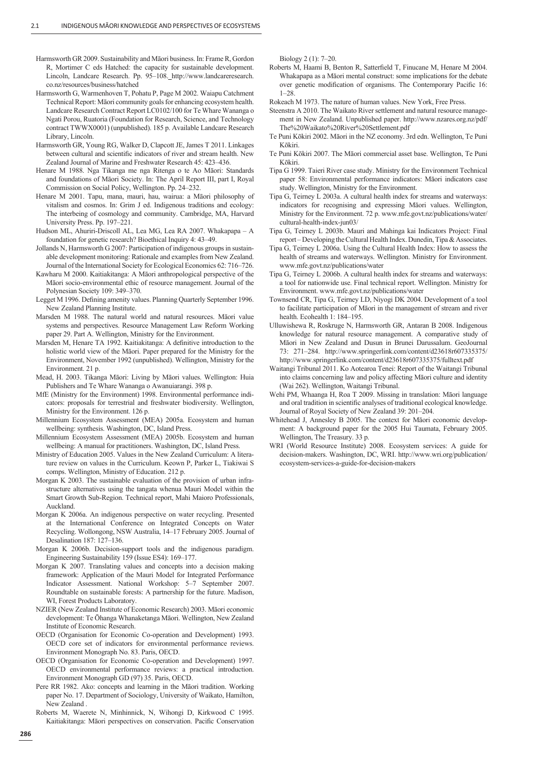Harmsworth GR 2009. Sustainability and Māori business. In: Frame R, Gordon R, Mortimer C eds Hatched: the capacity for sustainable development. Lincoln, Landcare Research. Pp. 95–108. http://www.landcareresearch.co.nz/resources/business/hatched

Harmsworth G, Warmenhoven T, Pohatu P, Page M 2002. Waiapu Catchment Technical Report: Māori community goals for enhancing ecosystem health. Landcare Research Contract Report LC0102/100 for Te Whare Wananga o Ngati Porou, Ruatoria (Foundation for Research, Science, and Technology contract TWWX0001) (unpublished). 185 p. Available Landcare Research Library, Lincoln.

Harmsworth GR, Young RG, Walker D, Clapcott JE, James T 2011. Linkages between cultural and scientific indicators of river and stream health. New Zealand Journal of Marine and Freshwater Research 45: 423–436.

Henare M 1988. Nga Tikanga me nga Ritenga o te Ao Māori: Standards and foundations of Māori Society. In: The April Report III, part I, Royal Commission on Social Policy, Wellington. Pp. 24–232.

Henare M 2001. Tapu, mana, mauri, hau, wairua: a Māori philosophy of vitalism and cosmos. In: Grim J ed. Indigenous traditions and ecology: The interbeing of cosmology and community. Cambridge, MA, Harvard University Press. Pp. 197–221.

Hudson ML, Ahuriri-Driscoll AL, Lea MG, Lea RA 2007. Whakapapa – A foundation for genetic research? Bioethical Inquiry 4: 43–49.

Jollands N, Harmsworth G 2007: Participation of indigenous groups in sustainable development monitoring: Rationale and examples from New Zealand. Journal of the International Society for Ecological Economics 62: 716–726.

Kawharu M 2000. Kaitiakitanga: A Māori anthropological perspective of the Māori socio-environmental ethic of resource management. Journal of the Polynesian Society 109: 349–370.

Legget M 1996. Defining amenity values. Planning Quarterly September 1996. New Zealand Planning Institute.

Marsden M 1988. The natural world and natural resources. Māori value systems and perspectives. Resource Management Law Reform Working paper 29. Part A. Wellington, Ministry for the Environment.

Marsden M, Henare TA 1992. Kaitiakitanga: A definitive introduction to the holistic world view of the Māori. Paper prepared for the Ministry for the Environment, November 1992 (unpublished). Wellington, Ministry for the Environment. 21 p.

Mead, H. 2003. Tikanga Māori: Living by Māori values. Wellington: Huia Publishers and Te Whare Wananga o Awanuiarangi. 398 p.

MfE (Ministry for the Environment) 1998. Environmental performance indicators: proposals for terrestrial and freshwater biodiversity. Wellington, Ministry for the Environment. 126 p.

Millennium Ecosystem Assessment (MEA) 2005a. Ecosystem and human wellbeing: synthesis. Washington, DC, Island Press.

Millennium Ecosystem Assessment (MEA) 2005b. Ecosystem and human wellbeing: A manual for practitioners. Washington, DC, Island Press.

Ministry of Education 2005. Values in the New Zealand Curriculum: A literature review on values in the Curriculum. Keown P, Parker L, Tiakiwai S comps. Wellington, Ministry of Education. 212 p.

Morgan K 2003. The sustainable evaluation of the provision of urban infrastructure alternatives using the tangata whenua Mauri Model within the Smart Growth Sub-Region. Technical report, Mahi Maioro Professionals, Auckland.

Morgan K 2006a. An indigenous perspective on water recycling. Presented at the International Conference on Integrated Concepts on Water Recycling. Wollongong, NSW Australia, 14–17 February 2005. Journal of Desalination 187: 127–136.

Morgan K 2006b. Decision-support tools and the indigenous paradigm. Engineering Sustainability 159 (Issue ES4): 169–177.

Morgan K 2007. Translating values and concepts into a decision making framework: Application of the Mauri Model for Integrated Performance Indicator Assessment. National Workshop: 5–7 September 2007. Roundtable on sustainable forests: A partnership for the future. Madison, WI, Forest Products Laboratory.

NZIER (New Zealand Institute of Economic Research) 2003. Māori economic development: Te Ōhanga Whanaketanga Māori. Wellington, New Zealand Institute of Economic Research.

OECD (Organisation for Economic Co-operation and Development) 1993. OECD core set of indicators for environmental performance reviews. Environment Monograph No. 83. Paris, OECD.

OECD (Organisation for Economic Co-operation and Development) 1997. OECD environmental performance reviews: a practical introduction. Environment Monograph GD (97) 35. Paris, OECD.

Pere RR 1982. Ako: concepts and learning in the Māori tradition. Working paper No. 17. Department of Sociology, University of Waikato, Hamilton, New Zealand .

Roberts M, Waerete N, Minhinnick, N, Wihongi D, Kirkwood C 1995. Kaitiakitanga: Māori perspectives on conservation. Pacific Conservation Biology 2 (1): 7–20.

Roberts M, Haami B, Benton R, Satterfield T, Finucane M, Henare M 2004. Whakapapa as a Māori mental construct: some implications for the debate over genetic modification of organisms. The Contemporary Pacific 16: 1–28.

Rokeach M 1973. The nature of human values. New York, Free Press.

Steenstra A 2010. The Waikato River settlement and natural resource management in New Zealand. Unpublished paper. http://www.nzares.org.nz/pdf/The%20Waikato%20River%20Settlement.pdf

Te Puni Kōkiri 2002. Māori in the NZ economy. 3rd edn. Wellington, Te Puni Kōkiri.

Te Puni Kōkiri 2007. The Māori commercial asset base. Wellington, Te Puni Kōkiri.

Tipa G 1999. Taieri River case study. Ministry for the Environment Technical paper 58: Environmental performance indicators: Māori indicators case study. Wellington, Ministry for the Environment.

Tipa G, Teirney L 2003a. A cultural health index for streams and waterways: indicators for recognising and expressing Māori values. Wellington, Ministry for the Environment. 72 p. www.mfe.govt.nz/publications/water/cultural-health-index-jun03/

Tipa G, Teirney L 2003b. Mauri and Mahinga kai Indicators Project: Final report – Developing the Cultural Health Index. Dunedin, Tipa & Associates.

Tipa G, Teirney L 2006a. Using the Cultural Health Index: How to assess the health of streams and waterways. Wellington. Ministry for Environment. www.mfe.govt.nz/publications/water

Tipa G, Teirney L 2006b. A cultural health index for streams and waterways: a tool for nationwide use. Final technical report. Wellington. Ministry for Environment. www.mfe.govt.nz/publications/water

Townsend CR, Tipa G, Teirney LD, Niyogi DK 2004. Development of a tool to facilitate participation of Māori in the management of stream and river health. Ecohealth 1: 184–195.

Ulluwishewa R, Roskruge N, Harmsworth GR, Antaran B 2008. Indigenous knowledge for natural resource management. A comparative study of Māori in New Zealand and Dusun in Brunei Darussalum. GeoJournal 73: 271–284. http://www.springerlink.com/content/d23618r607335375/ http://www.springerlink.com/content/d23618r607335375/fulltext.pdf

Waitangi Tribunal 2011. Ko Aotearoa Tenei: Report of the Waitangi Tribunal into claims concerning law and policy affecting Māori culture and identity (Wai 262). Wellington, Waitangi Tribunal.

Wehi PM, Whaanga H, Roa T 2009. Missing in translation: Māori language and oral tradition in scientific analyses of traditional ecological knowledge. Journal of Royal Society of New Zealand 39: 201–204.

Whitehead J, Annesley B 2005. The context for Māori economic development: A background paper for the 2005 Hui Taumata, February 2005. Wellington, The Treasury. 33 p.

WRI (World Resource Institute) 2008. Ecosystem services: A guide for decision-makers. Washington, DC, WRI. http://www.wri.org/publication/ecosystem-services-a-guide-for-decision-makers